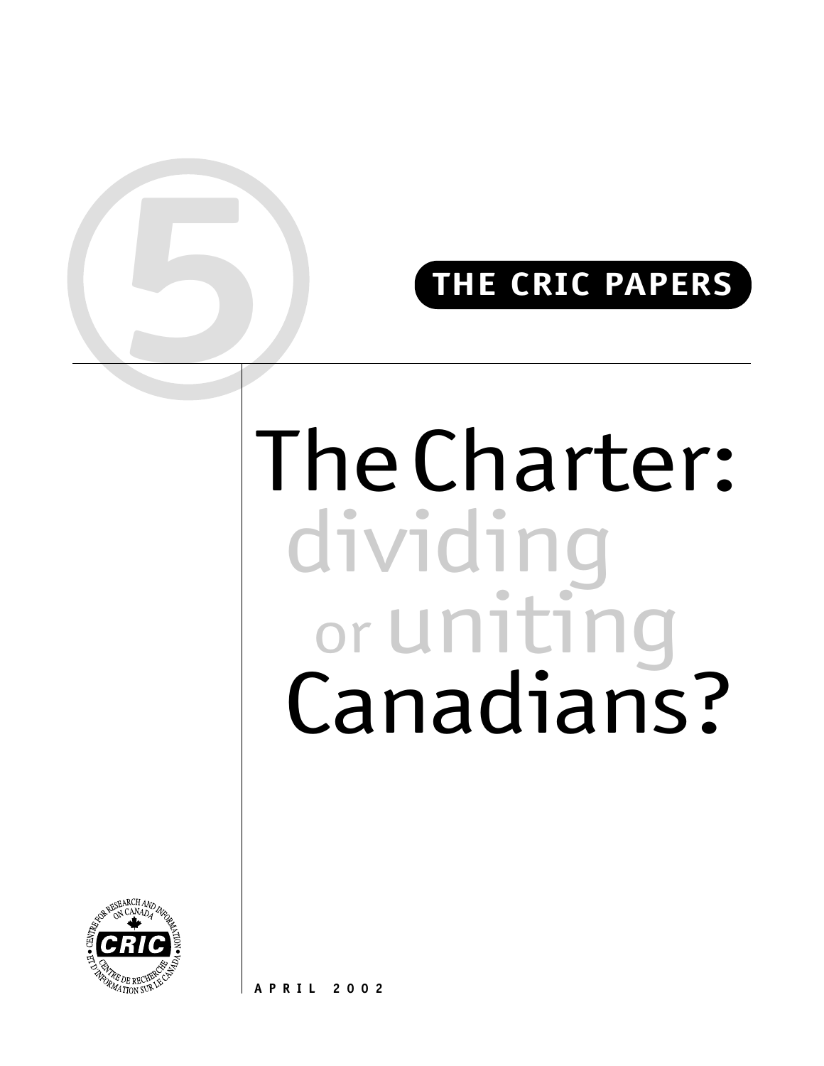5

THE CRIC PAPERS

# The Charter: dividing or uniting Canadians?

CENTRE FOR RESEARCH AND INFORMATION ON CANADA

CRIC

CENTRE DE RECHERCHE ET D'INFORMATION SUR LE CANADA

APRIL 2002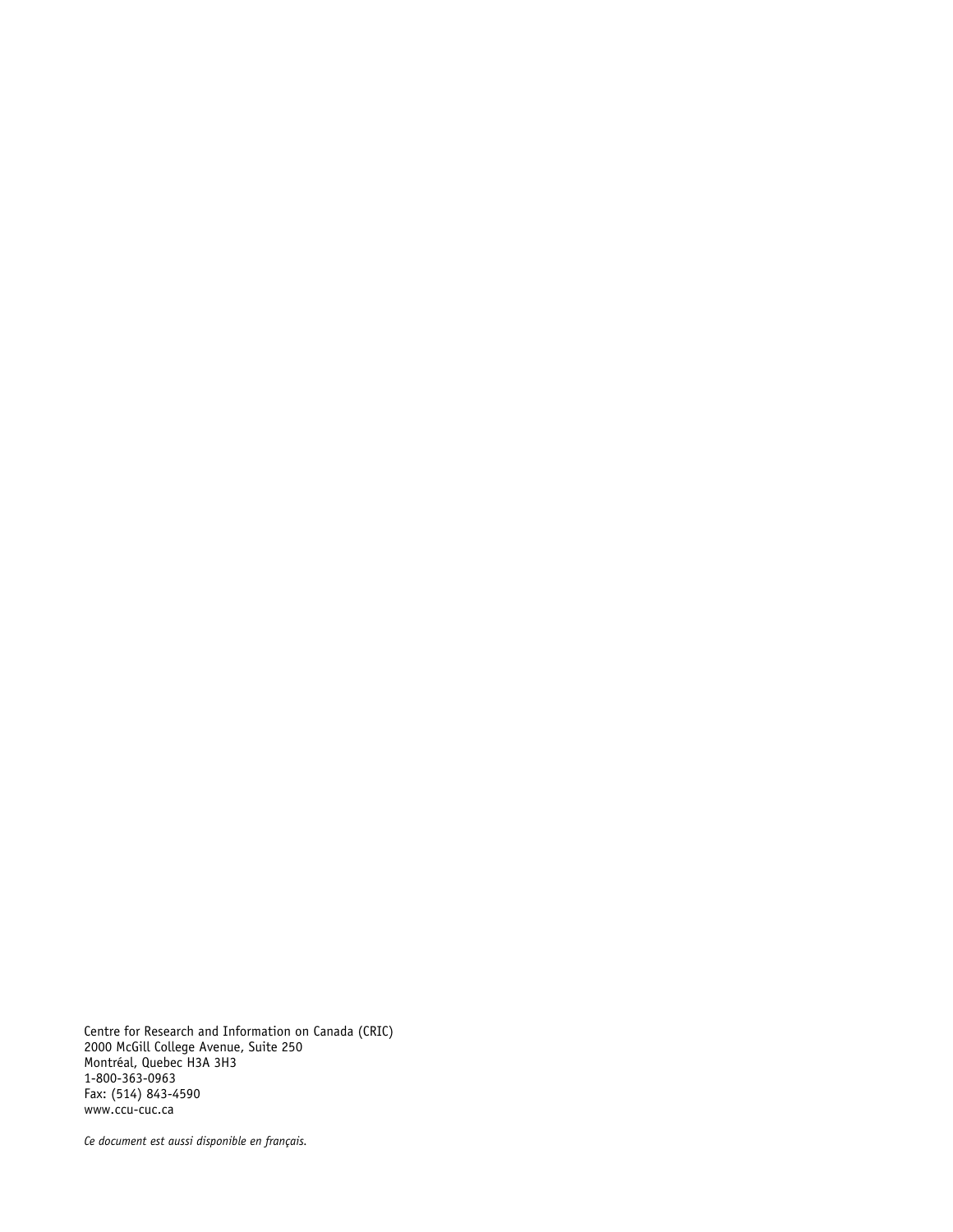Centre for Research and Information on Canada (CRIC)
2000 McGill College Avenue, Suite 250
Montréal, Quebec H3A 3H3
1-800-363-0963
Fax: (514) 843-4590
www.ccu-cuc.ca

*Ce document est aussi disponible en français.*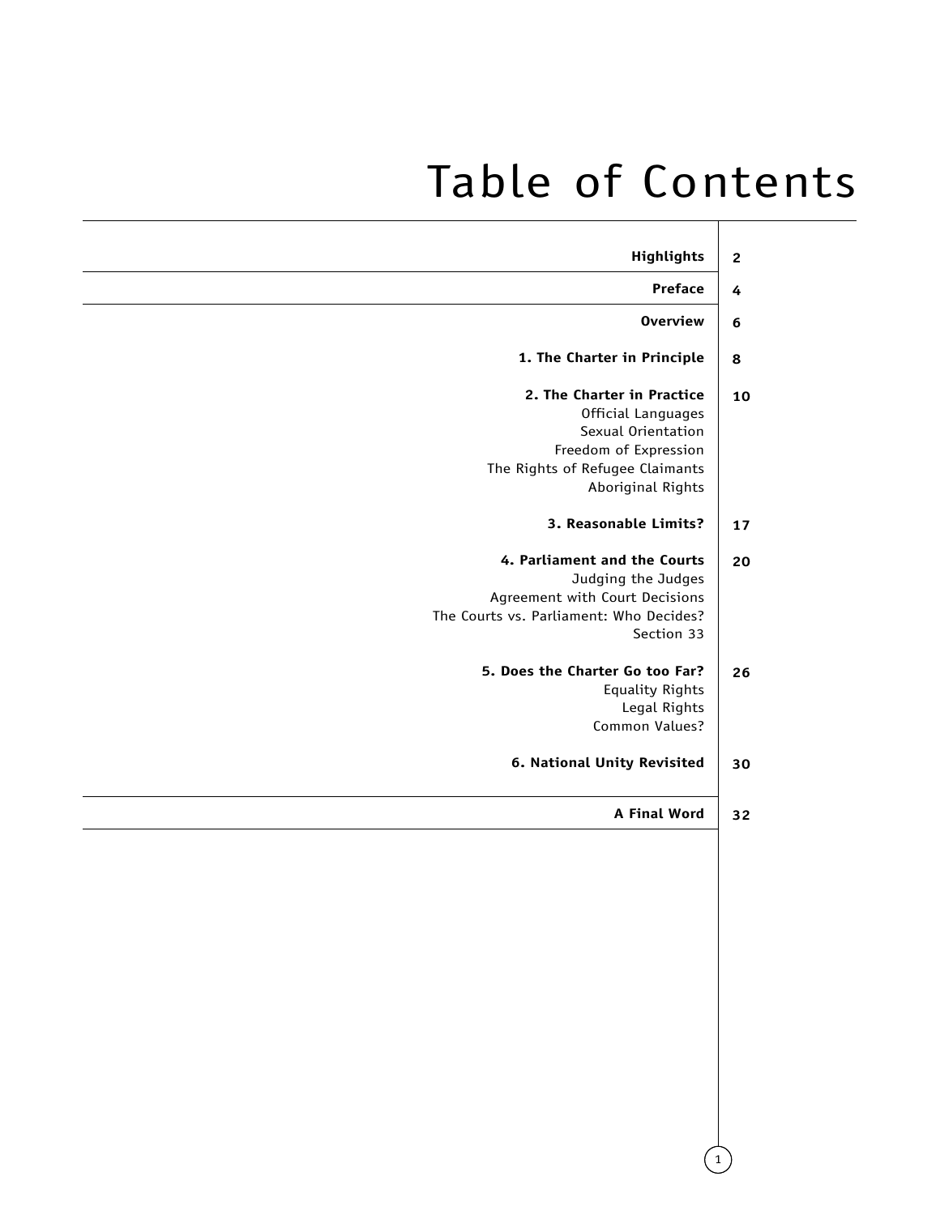# Table of Contents

| | |
|---|---|
| **Highlights** | **2** |
| **Preface** | **4** |
| **Overview** | **6** |
| **1. The Charter in Principle** | **8** |
| **2. The Charter in Practice** | **10** |
| Official Languages | |
| Sexual Orientation | |
| Freedom of Expression | |
| The Rights of Refugee Claimants | |
| Aboriginal Rights | |
| **3. Reasonable Limits?** | **17** |
| **4. Parliament and the Courts** | **20** |
| Judging the Judges | |
| Agreement with Court Decisions | |
| The Courts vs. Parliament: Who Decides? | |
| Section 33 | |
| **5. Does the Charter Go too Far?** | **26** |
| Equality Rights | |
| Legal Rights | |
| Common Values? | |
| **6. National Unity Revisited** | **30** |
| **A Final Word** | **32** |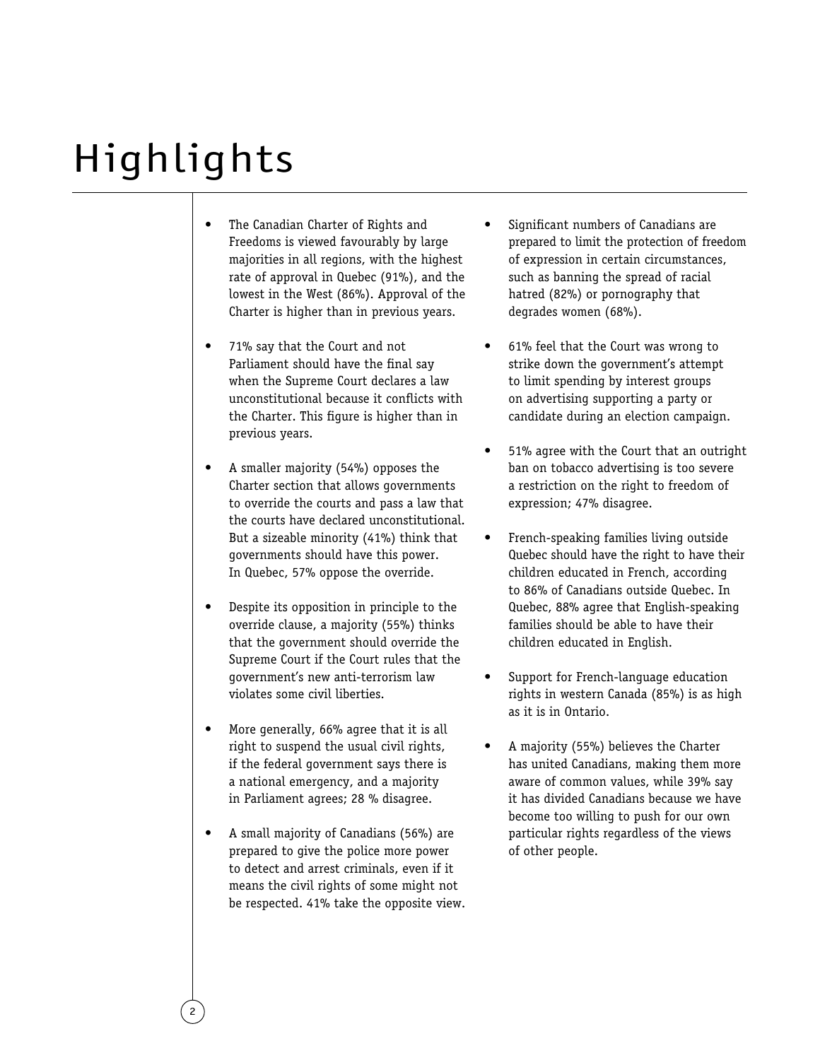# Highlights

- The Canadian Charter of Rights and Freedoms is viewed favourably by large majorities in all regions, with the highest rate of approval in Quebec (91%), and the lowest in the West (86%). Approval of the Charter is higher than in previous years.

- 71% say that the Court and not Parliament should have the final say when the Supreme Court declares a law unconstitutional because it conflicts with the Charter. This figure is higher than in previous years.

- A smaller majority (54%) opposes the Charter section that allows governments to override the courts and pass a law that the courts have declared unconstitutional. But a sizeable minority (41%) think that governments should have this power. In Quebec, 57% oppose the override.

- Despite its opposition in principle to the override clause, a majority (55%) thinks that the government should override the Supreme Court if the Court rules that the government's new anti-terrorism law violates some civil liberties.

- More generally, 66% agree that it is all right to suspend the usual civil rights, if the federal government says there is a national emergency, and a majority in Parliament agrees; 28 % disagree.

- A small majority of Canadians (56%) are prepared to give the police more power to detect and arrest criminals, even if it means the civil rights of some might not be respected. 41% take the opposite view.

- Significant numbers of Canadians are prepared to limit the protection of freedom of expression in certain circumstances, such as banning the spread of racial hatred (82%) or pornography that degrades women (68%).

- 61% feel that the Court was wrong to strike down the government's attempt to limit spending by interest groups on advertising supporting a party or candidate during an election campaign.

- 51% agree with the Court that an outright ban on tobacco advertising is too severe a restriction on the right to freedom of expression; 47% disagree.

- French-speaking families living outside Quebec should have the right to have their children educated in French, according to 86% of Canadians outside Quebec. In Quebec, 88% agree that English-speaking families should be able to have their children educated in English.

- Support for French-language education rights in western Canada (85%) is as high as it is in Ontario.

- A majority (55%) believes the Charter has united Canadians, making them more aware of common values, while 39% say it has divided Canadians because we have become too willing to push for our own particular rights regardless of the views of other people.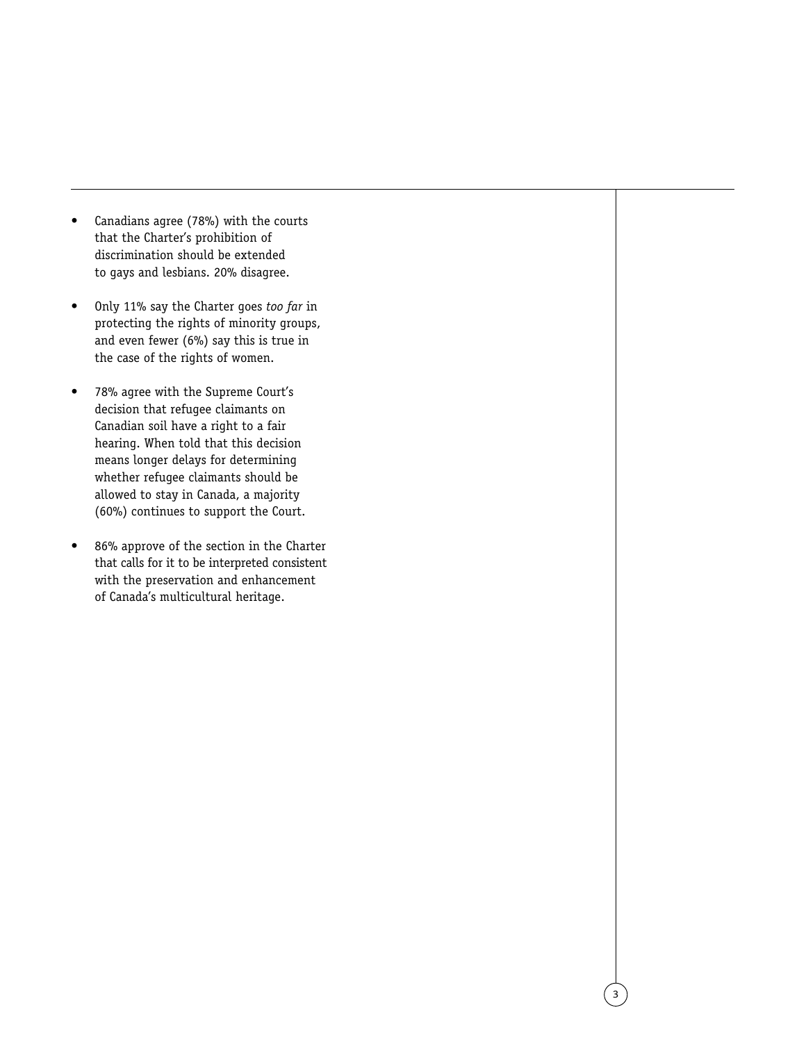- Canadians agree (78%) with the courts that the Charter's prohibition of discrimination should be extended to gays and lesbians. 20% disagree.

- Only 11% say the Charter goes *too far* in protecting the rights of minority groups, and even fewer (6%) say this is true in the case of the rights of women.

- 78% agree with the Supreme Court's decision that refugee claimants on Canadian soil have a right to a fair hearing. When told that this decision means longer delays for determining whether refugee claimants should be allowed to stay in Canada, a majority (60%) continues to support the Court.

- 86% approve of the section in the Charter that calls for it to be interpreted consistent with the preservation and enhancement of Canada's multicultural heritage.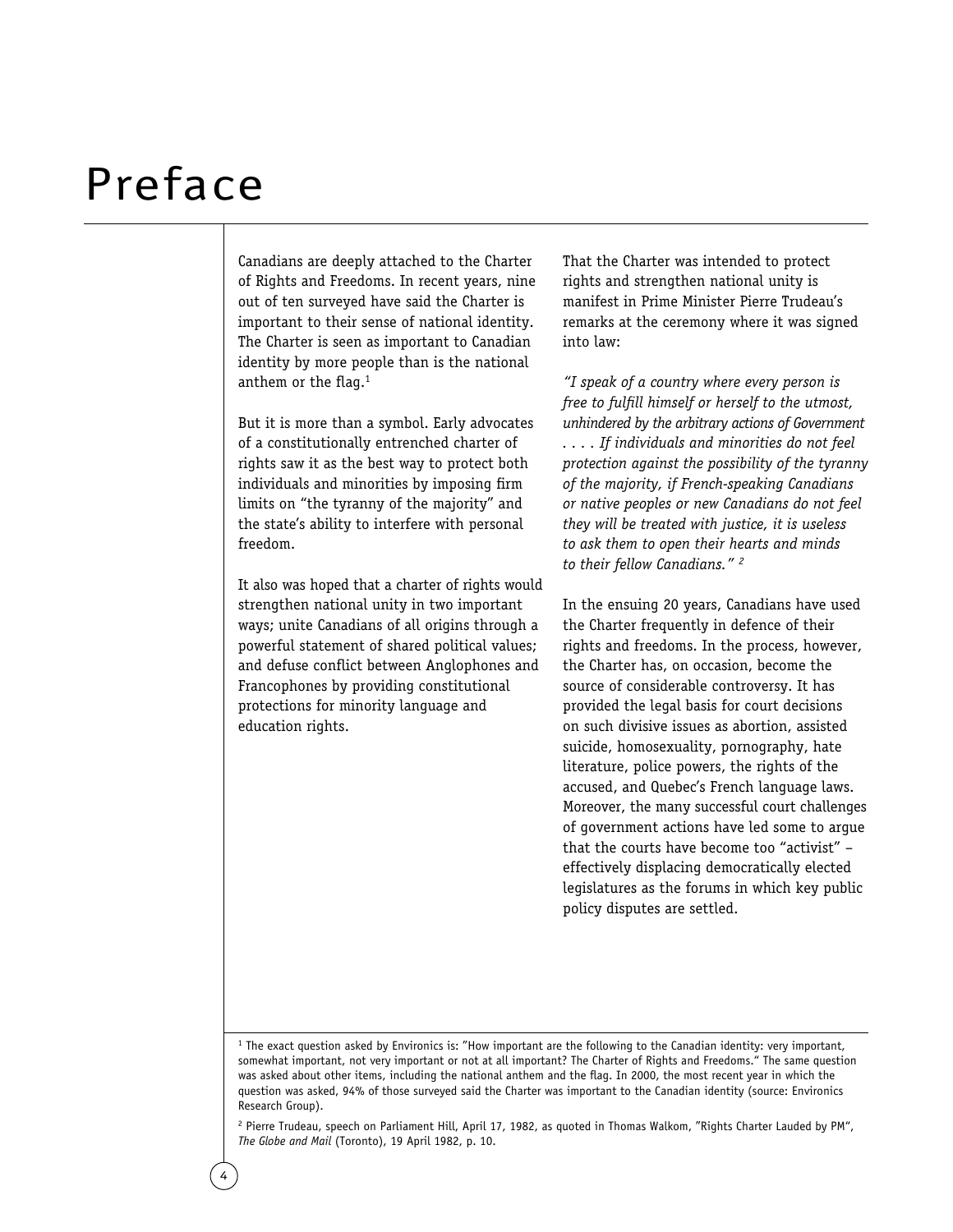# Preface

Canadians are deeply attached to the Charter of Rights and Freedoms. In recent years, nine out of ten surveyed have said the Charter is important to their sense of national identity. The Charter is seen as important to Canadian identity by more people than is the national anthem or the flag.[1]

But it is more than a symbol. Early advocates of a constitutionally entrenched charter of rights saw it as the best way to protect both individuals and minorities by imposing firm limits on "the tyranny of the majority" and the state's ability to interfere with personal freedom.

It also was hoped that a charter of rights would strengthen national unity in two important ways; unite Canadians of all origins through a powerful statement of shared political values; and defuse conflict between Anglophones and Francophones by providing constitutional protections for minority language and education rights.

That the Charter was intended to protect rights and strengthen national unity is manifest in Prime Minister Pierre Trudeau's remarks at the ceremony where it was signed into law:

*"I speak of a country where every person is free to fulfill himself or herself to the utmost, unhindered by the arbitrary actions of Government . . . . If individuals and minorities do not feel protection against the possibility of the tyranny of the majority, if French-speaking Canadians or native peoples or new Canadians do not feel they will be treated with justice, it is useless to ask them to open their hearts and minds to their fellow Canadians."* [2]

In the ensuing 20 years, Canadians have used the Charter frequently in defence of their rights and freedoms. In the process, however, the Charter has, on occasion, become the source of considerable controversy. It has provided the legal basis for court decisions on such divisive issues as abortion, assisted suicide, homosexuality, pornography, hate literature, police powers, the rights of the accused, and Quebec's French language laws. Moreover, the many successful court challenges of government actions have led some to argue that the courts have become too "activist" – effectively displacing democratically elected legislatures as the forums in which key public policy disputes are settled.

---

[1] The exact question asked by Environics is: "How important are the following to the Canadian identity: very important, somewhat important, not very important or not at all important? The Charter of Rights and Freedoms." The same question was asked about other items, including the national anthem and the flag. In 2000, the most recent year in which the question was asked, 94% of those surveyed said the Charter was important to the Canadian identity (source: Environics Research Group).

[2] Pierre Trudeau, speech on Parliament Hill, April 17, 1982, as quoted in Thomas Walkom, "Rights Charter Lauded by PM", *The Globe and Mail* (Toronto), 19 April 1982, p. 10.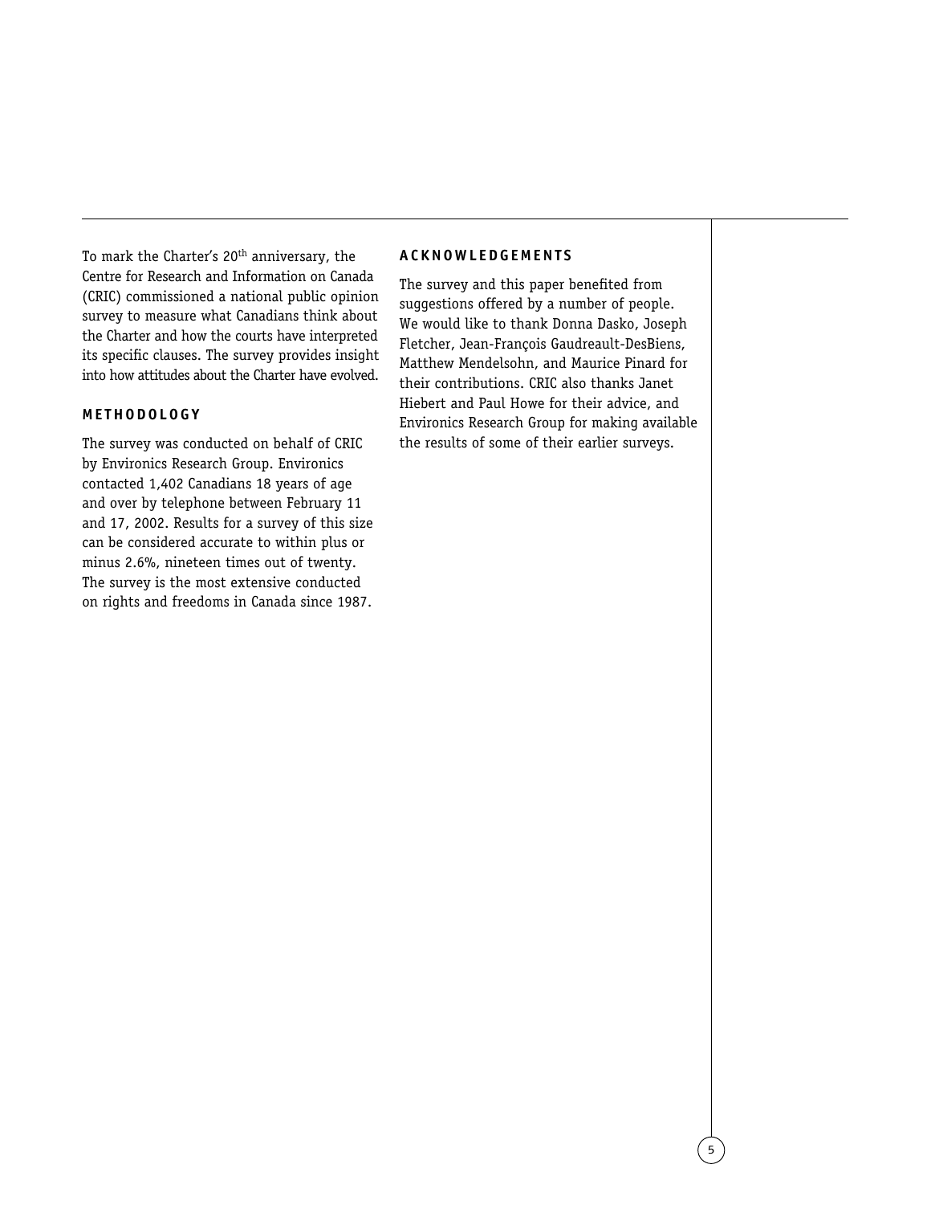To mark the Charter's 20th anniversary, the Centre for Research and Information on Canada (CRIC) commissioned a national public opinion survey to measure what Canadians think about the Charter and how the courts have interpreted its specific clauses. The survey provides insight into how attitudes about the Charter have evolved.

## METHODOLOGY

The survey was conducted on behalf of CRIC by Environics Research Group. Environics contacted 1,402 Canadians 18 years of age and over by telephone between February 11 and 17, 2002. Results for a survey of this size can be considered accurate to within plus or minus 2.6%, nineteen times out of twenty. The survey is the most extensive conducted on rights and freedoms in Canada since 1987.

## ACKNOWLEDGEMENTS

The survey and this paper benefited from suggestions offered by a number of people. We would like to thank Donna Dasko, Joseph Fletcher, Jean-François Gaudreault-DesBiens, Matthew Mendelsohn, and Maurice Pinard for their contributions. CRIC also thanks Janet Hiebert and Paul Howe for their advice, and Environics Research Group for making available the results of some of their earlier surveys.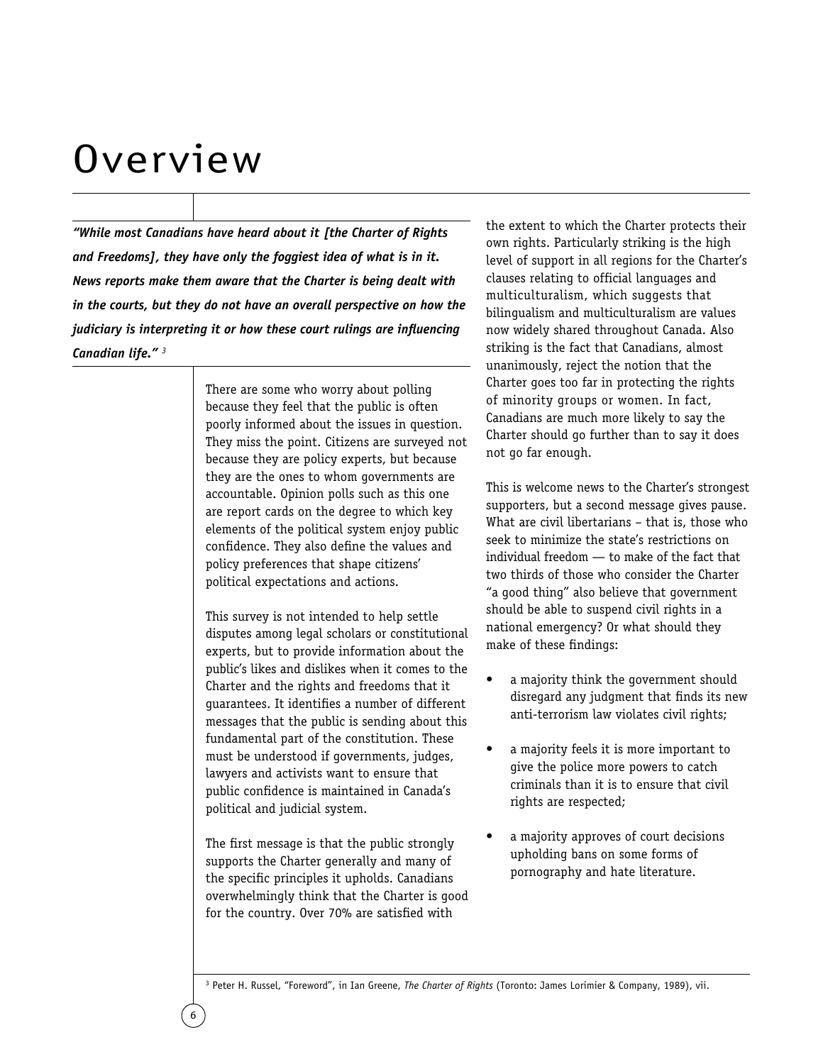# Overview

***"While most Canadians have heard about it [the Charter of Rights and Freedoms], they have only the foggiest idea of what is in it. News reports make them aware that the Charter is being dealt with in the courts, but they do not have an overall perspective on how the judiciary is interpreting it or how these court rulings are influencing Canadian life."*** [3]

There are some who worry about polling because they feel that the public is often poorly informed about the issues in question. They miss the point. Citizens are surveyed not because they are policy experts, but because they are the ones to whom governments are accountable. Opinion polls such as this one are report cards on the degree to which key elements of the political system enjoy public confidence. They also define the values and policy preferences that shape citizens' political expectations and actions.

This survey is not intended to help settle disputes among legal scholars or constitutional experts, but to provide information about the public's likes and dislikes when it comes to the Charter and the rights and freedoms that it guarantees. It identifies a number of different messages that the public is sending about this fundamental part of the constitution. These must be understood if governments, judges, lawyers and activists want to ensure that public confidence is maintained in Canada's political and judicial system.

The first message is that the public strongly supports the Charter generally and many of the specific principles it upholds. Canadians overwhelmingly think that the Charter is good for the country. Over 70% are satisfied with the extent to which the Charter protects their own rights. Particularly striking is the high level of support in all regions for the Charter's clauses relating to official languages and multiculturalism, which suggests that bilingualism and multiculturalism are values now widely shared throughout Canada. Also striking is the fact that Canadians, almost unanimously, reject the notion that the Charter goes too far in protecting the rights of minority groups or women. In fact, Canadians are much more likely to say the Charter should go further than to say it does not go far enough.

This is welcome news to the Charter's strongest supporters, but a second message gives pause. What are civil libertarians – that is, those who seek to minimize the state's restrictions on individual freedom — to make of the fact that two thirds of those who consider the Charter "a good thing" also believe that government should be able to suspend civil rights in a national emergency? Or what should they make of these findings:

- a majority think the government should disregard any judgment that finds its new anti-terrorism law violates civil rights;
- a majority feels it is more important to give the police more powers to catch criminals than it is to ensure that civil rights are respected;
- a majority approves of court decisions upholding bans on some forms of pornography and hate literature.

[3] Peter H. Russel, "Foreword", in Ian Greene, *The Charter of Rights* (Toronto: James Lorimier & Company, 1989), vii.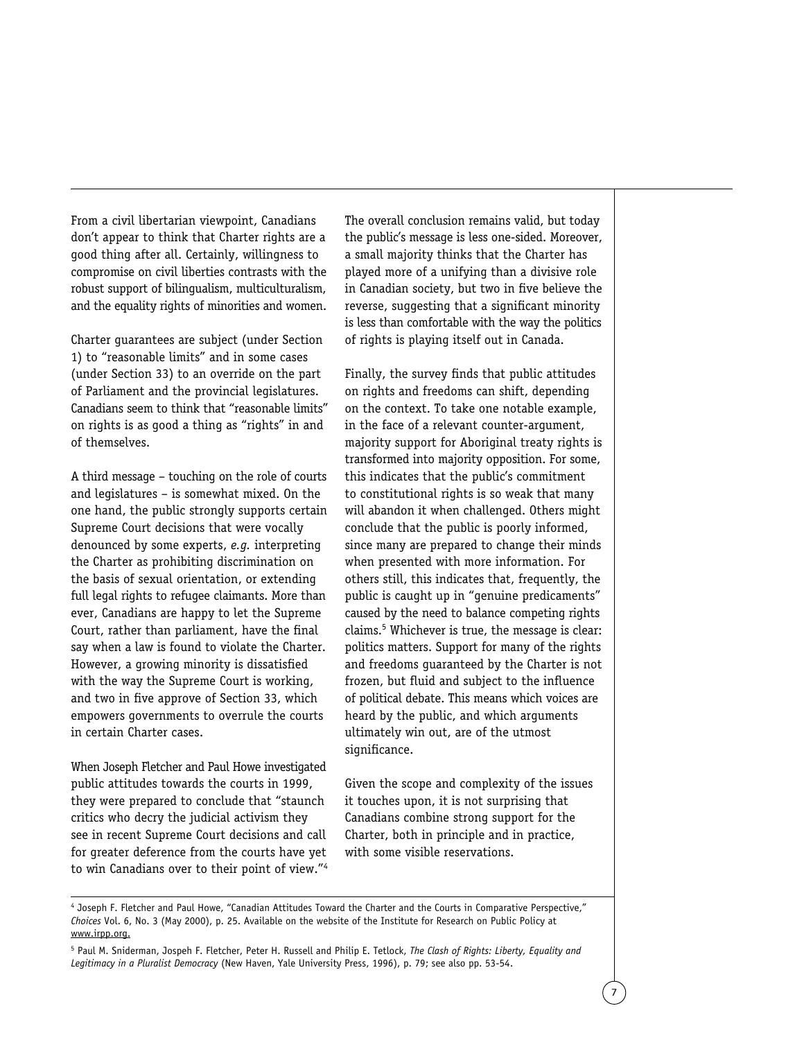From a civil libertarian viewpoint, Canadians don't appear to think that Charter rights are a good thing after all. Certainly, willingness to compromise on civil liberties contrasts with the robust support of bilingualism, multiculturalism, and the equality rights of minorities and women.

Charter guarantees are subject (under Section 1) to "reasonable limits" and in some cases (under Section 33) to an override on the part of Parliament and the provincial legislatures. Canadians seem to think that "reasonable limits" on rights is as good a thing as "rights" in and of themselves.

A third message – touching on the role of courts and legislatures – is somewhat mixed. On the one hand, the public strongly supports certain Supreme Court decisions that were vocally denounced by some experts, *e.g.* interpreting the Charter as prohibiting discrimination on the basis of sexual orientation, or extending full legal rights to refugee claimants. More than ever, Canadians are happy to let the Supreme Court, rather than parliament, have the final say when a law is found to violate the Charter. However, a growing minority is dissatisfied with the way the Supreme Court is working, and two in five approve of Section 33, which empowers governments to overrule the courts in certain Charter cases.

When Joseph Fletcher and Paul Howe investigated public attitudes towards the courts in 1999, they were prepared to conclude that "staunch critics who decry the judicial activism they see in recent Supreme Court decisions and call for greater deference from the courts have yet to win Canadians over to their point of view."[4] The overall conclusion remains valid, but today the public's message is less one-sided. Moreover, a small majority thinks that the Charter has played more of a unifying than a divisive role in Canadian society, but two in five believe the reverse, suggesting that a significant minority is less than comfortable with the way the politics of rights is playing itself out in Canada.

Finally, the survey finds that public attitudes on rights and freedoms can shift, depending on the context. To take one notable example, in the face of a relevant counter-argument, majority support for Aboriginal treaty rights is transformed into majority opposition. For some, this indicates that the public's commitment to constitutional rights is so weak that many will abandon it when challenged. Others might conclude that the public is poorly informed, since many are prepared to change their minds when presented with more information. For others still, this indicates that, frequently, the public is caught up in "genuine predicaments" caused by the need to balance competing rights claims.[5] Whichever is true, the message is clear: politics matters. Support for many of the rights and freedoms guaranteed by the Charter is not frozen, but fluid and subject to the influence of political debate. This means which voices are heard by the public, and which arguments ultimately win out, are of the utmost significance.

Given the scope and complexity of the issues it touches upon, it is not surprising that Canadians combine strong support for the Charter, both in principle and in practice, with some visible reservations.

---

[4] Joseph F. Fletcher and Paul Howe, "Canadian Attitudes Toward the Charter and the Courts in Comparative Perspective," *Choices* Vol. 6, No. 3 (May 2000), p. 25. Available on the website of the Institute for Research on Public Policy at www.irpp.org.

[5] Paul M. Sniderman, Jospeh F. Fletcher, Peter H. Russell and Philip E. Tetlock, *The Clash of Rights: Liberty, Equality and Legitimacy in a Pluralist Democracy* (New Haven, Yale University Press, 1996), p. 79; see also pp. 53-54.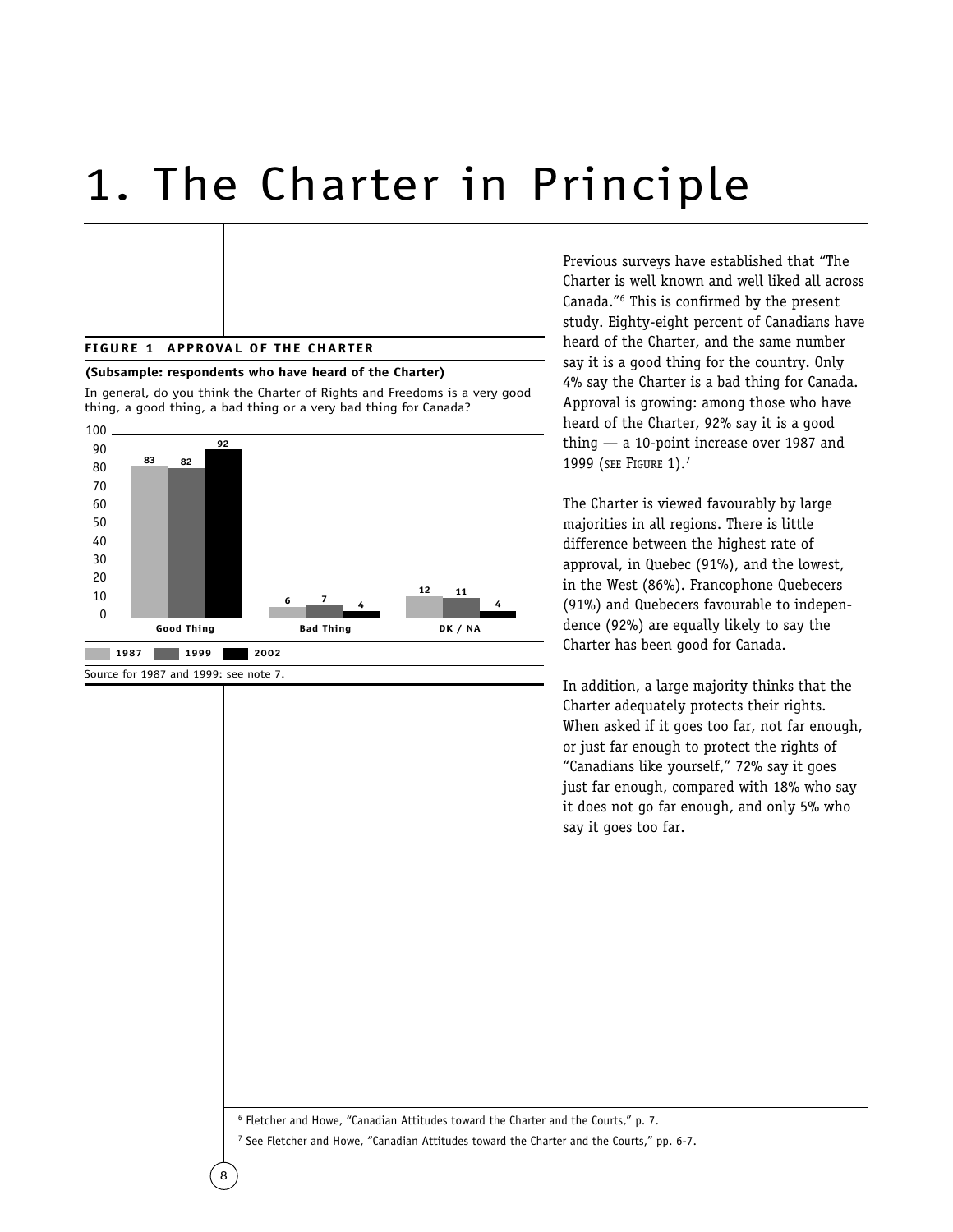# 1. The Charter in Principle

**FIGURE 1 APPROVAL OF THE CHARTER**

**(Subsample: respondents who have heard of the Charter)**

In general, do you think the Charter of Rights and Freedoms is a very good thing, a good thing, a bad thing or a very bad thing for Canada?

| | 1987 | 1999 | 2002 |
|---|---|---|---|
| Good Thing | 83 | 82 | 92 |
| Bad Thing | 6 | 7 | 4 |
| DK / NA | 12 | 11 | 4 |

Source for 1987 and 1999: see note 7.

Previous surveys have established that "The Charter is well known and well liked all across Canada."[6] This is confirmed by the present study. Eighty-eight percent of Canadians have heard of the Charter, and the same number say it is a good thing for the country. Only 4% say the Charter is a bad thing for Canada. Approval is growing: among those who have heard of the Charter, 92% say it is a good thing — a 10-point increase over 1987 and 1999 (SEE FIGURE 1).[7]

The Charter is viewed favourably by large majorities in all regions. There is little difference between the highest rate of approval, in Quebec (91%), and the lowest, in the West (86%). Francophone Quebecers (91%) and Quebecers favourable to independence (92%) are equally likely to say the Charter has been good for Canada.

In addition, a large majority thinks that the Charter adequately protects their rights. When asked if it goes too far, not far enough, or just far enough to protect the rights of "Canadians like yourself," 72% say it goes just far enough, compared with 18% who say it does not go far enough, and only 5% who say it goes too far.

[6] Fletcher and Howe, "Canadian Attitudes toward the Charter and the Courts," p. 7.

[7] See Fletcher and Howe, "Canadian Attitudes toward the Charter and the Courts," pp. 6-7.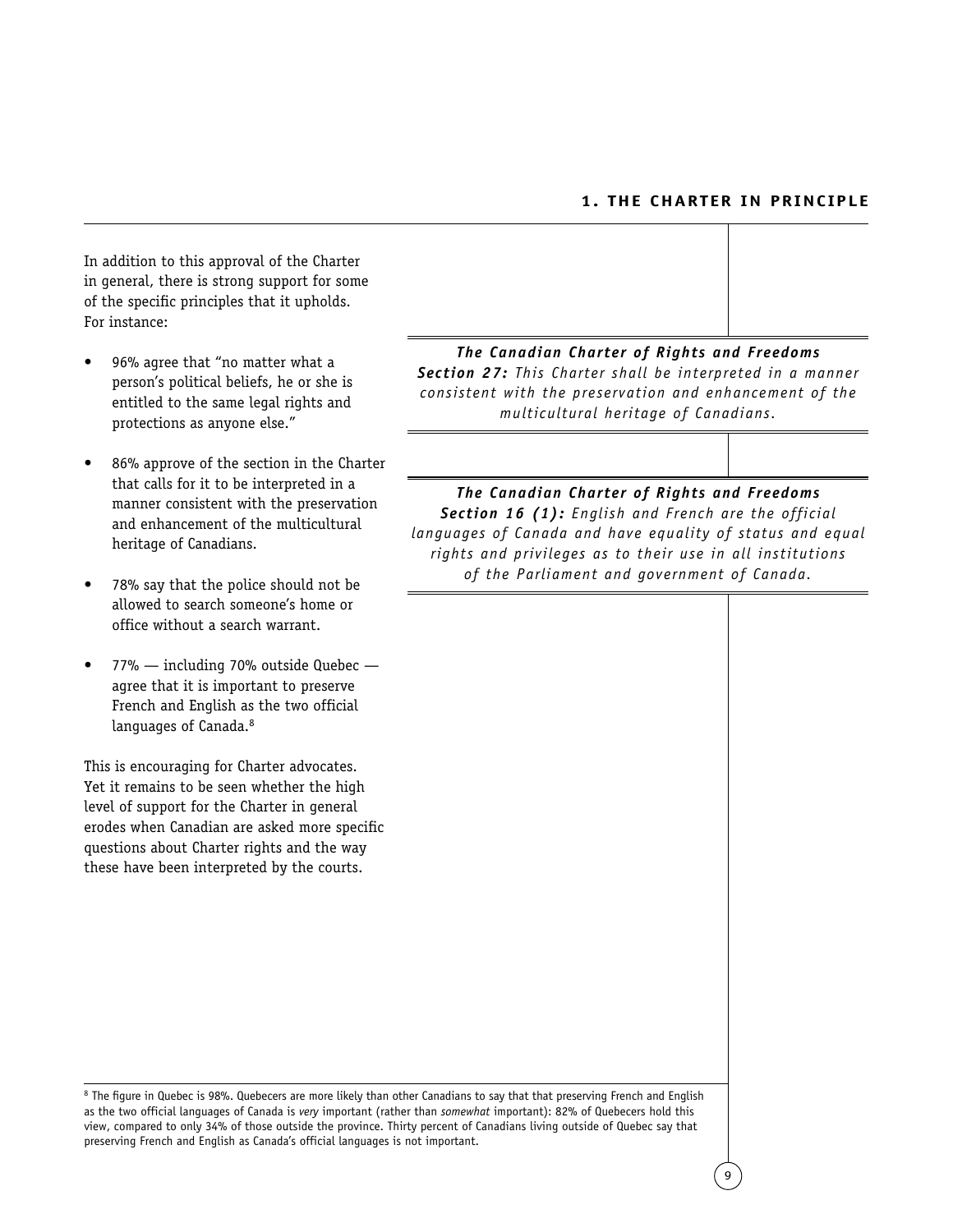In addition to this approval of the Charter in general, there is strong support for some of the specific principles that it upholds. For instance:

- 96% agree that "no matter what a person's political beliefs, he or she is entitled to the same legal rights and protections as anyone else."
- 86% approve of the section in the Charter that calls for it to be interpreted in a manner consistent with the preservation and enhancement of the multicultural heritage of Canadians.
- 78% say that the police should not be allowed to search someone's home or office without a search warrant.
- 77% — including 70% outside Quebec — agree that it is important to preserve French and English as the two official languages of Canada.[8]

This is encouraging for Charter advocates. Yet it remains to be seen whether the high level of support for the Charter in general erodes when Canadian are asked more specific questions about Charter rights and the way these have been interpreted by the courts.

***The Canadian Charter of Rights and Freedoms***
***Section 27:*** *This Charter shall be interpreted in a manner consistent with the preservation and enhancement of the multicultural heritage of Canadians.*

***The Canadian Charter of Rights and Freedoms***
***Section 16 (1):*** *English and French are the official languages of Canada and have equality of status and equal rights and privileges as to their use in all institutions of the Parliament and government of Canada.*

[8] The figure in Quebec is 98%. Quebecers are more likely than other Canadians to say that that preserving French and English as the two official languages of Canada is *very* important (rather than *somewhat* important): 82% of Quebecers hold this view, compared to only 34% of those outside the province. Thirty percent of Canadians living outside of Quebec say that preserving French and English as Canada's official languages is not important.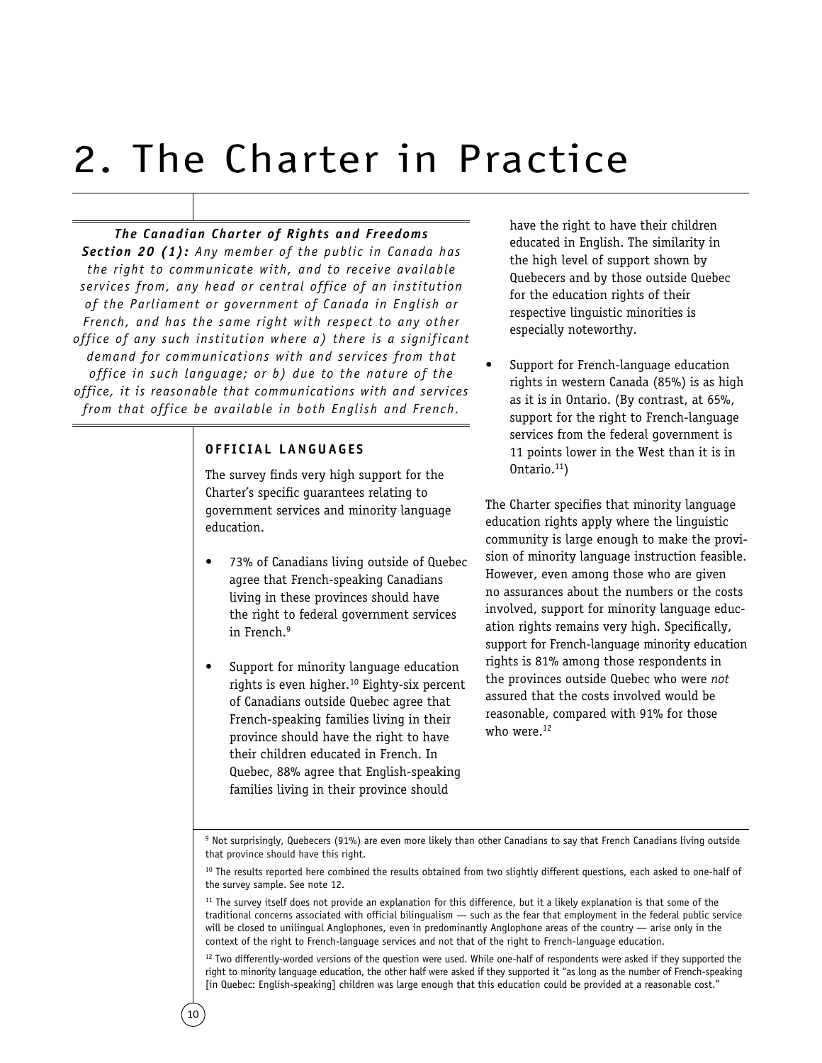# 2. The Charter in Practice

***The Canadian Charter of Rights and Freedoms***
***Section 20 (1):*** *Any member of the public in Canada has the right to communicate with, and to receive available services from, any head or central office of an institution of the Parliament or government of Canada in English or French, and has the same right with respect to any other office of any such institution where a) there is a significant demand for communications with and services from that office in such language; or b) due to the nature of the office, it is reasonable that communications with and services from that office be available in both English and French.*

## OFFICIAL LANGUAGES

The survey finds very high support for the Charter's specific guarantees relating to government services and minority language education.

- 73% of Canadians living outside of Quebec agree that French-speaking Canadians living in these provinces should have the right to federal government services in French.[9]
- Support for minority language education rights is even higher.[10] Eighty-six percent of Canadians outside Quebec agree that French-speaking families living in their province should have the right to have their children educated in French. In Quebec, 88% agree that English-speaking families living in their province should have the right to have their children educated in English. The similarity in the high level of support shown by Quebecers and by those outside Quebec for the education rights of their respective linguistic minorities is especially noteworthy.
- Support for French-language education rights in western Canada (85%) is as high as it is in Ontario. (By contrast, at 65%, support for the right to French-language services from the federal government is 11 points lower in the West than it is in Ontario.[11])

The Charter specifies that minority language education rights apply where the linguistic community is large enough to make the provision of minority language instruction feasible. However, even among those who are given no assurances about the numbers or the costs involved, support for minority language education rights remains very high. Specifically, support for French-language minority education rights is 81% among those respondents in the provinces outside Quebec who were *not* assured that the costs involved would be reasonable, compared with 91% for those who were.[12]

---

[9] Not surprisingly, Quebecers (91%) are even more likely than other Canadians to say that French Canadians living outside that province should have this right.

[10] The results reported here combined the results obtained from two slightly different questions, each asked to one-half of the survey sample. See note 12.

[11] The survey itself does not provide an explanation for this difference, but it a likely explanation is that some of the traditional concerns associated with official bilingualism — such as the fear that employment in the federal public service will be closed to unilingual Anglophones, even in predominantly Anglophone areas of the country — arise only in the context of the right to French-language services and not that of the right to French-language education.

[12] Two differently-worded versions of the question were used. While one-half of respondents were asked if they supported the right to minority language education, the other half were asked if they supported it "as long as the number of French-speaking [in Quebec: English-speaking] children was large enough that this education could be provided at a reasonable cost."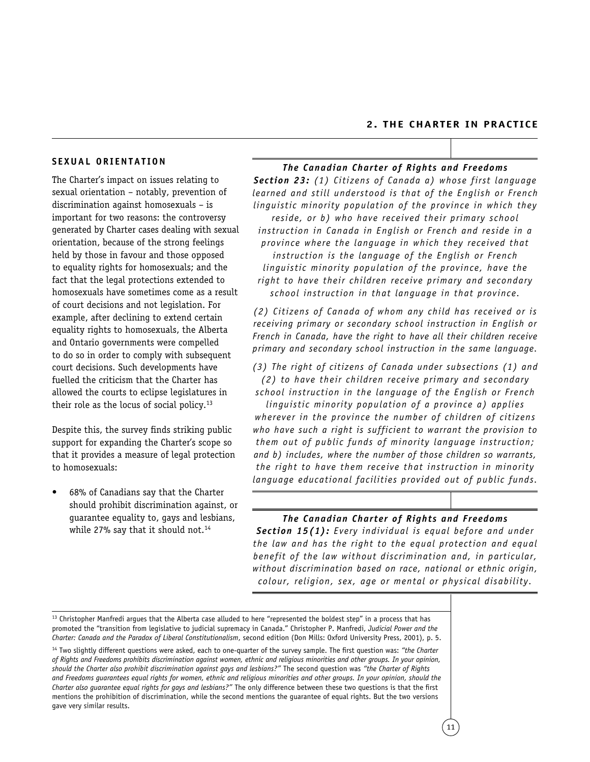## SEXUAL ORIENTATION

The Charter's impact on issues relating to sexual orientation – notably, prevention of discrimination against homosexuals – is important for two reasons: the controversy generated by Charter cases dealing with sexual orientation, because of the strong feelings held by those in favour and those opposed to equality rights for homosexuals; and the fact that the legal protections extended to homosexuals have sometimes come as a result of court decisions and not legislation. For example, after declining to extend certain equality rights to homosexuals, the Alberta and Ontario governments were compelled to do so in order to comply with subsequent court decisions. Such developments have fuelled the criticism that the Charter has allowed the courts to eclipse legislatures in their role as the locus of social policy.[13]

Despite this, the survey finds striking public support for expanding the Charter's scope so that it provides a measure of legal protection to homosexuals:

- 68% of Canadians say that the Charter should prohibit discrimination against, or guarantee equality to, gays and lesbians, while 27% say that it should not.[14]

---

***The Canadian Charter of Rights and Freedoms***

***Section 23:*** *(1) Citizens of Canada a) whose first language learned and still understood is that of the English or French linguistic minority population of the province in which they reside, or b) who have received their primary school instruction in Canada in English or French and reside in a province where the language in which they received that instruction is the language of the English or French linguistic minority population of the province, have the right to have their children receive primary and secondary school instruction in that language in that province.*

*(2) Citizens of Canada of whom any child has received or is receiving primary or secondary school instruction in English or French in Canada, have the right to have all their children receive primary and secondary school instruction in the same language.*

*(3) The right of citizens of Canada under subsections (1) and (2) to have their children receive primary and secondary school instruction in the language of the English or French linguistic minority population of a province a) applies wherever in the province the number of children of citizens who have such a right is sufficient to warrant the provision to them out of public funds of minority language instruction; and b) includes, where the number of those children so warrants, the right to have them receive that instruction in minority language educational facilities provided out of public funds.*

---

***The Canadian Charter of Rights and Freedoms***

***Section 15(1):*** *Every individual is equal before and under the law and has the right to the equal protection and equal benefit of the law without discrimination and, in particular, without discrimination based on race, national or ethnic origin, colour, religion, sex, age or mental or physical disability.*

---

[13] Christopher Manfredi argues that the Alberta case alluded to here "represented the boldest step" in a process that has promoted the "transition from legislative to judicial supremacy in Canada." Christopher P. Manfredi, *Judicial Power and the Charter: Canada and the Paradox of Liberal Constitutionalism*, second edition (Don Mills: Oxford University Press, 2001), p. 5.

[14] Two slightly different questions were asked, each to one-quarter of the survey sample. The first question was: *"the Charter of Rights and Freedoms prohibits discrimination against women, ethnic and religious minorities and other groups. In your opinion, should the Charter also prohibit discrimination against gays and lesbians?"* The second question was *"the Charter of Rights and Freedoms guarantees equal rights for women, ethnic and religious minorities and other groups. In your opinion, should the Charter also guarantee equal rights for gays and lesbians?"* The only difference between these two questions is that the first mentions the prohibition of discrimination, while the second mentions the guarantee of equal rights. But the two versions gave very similar results.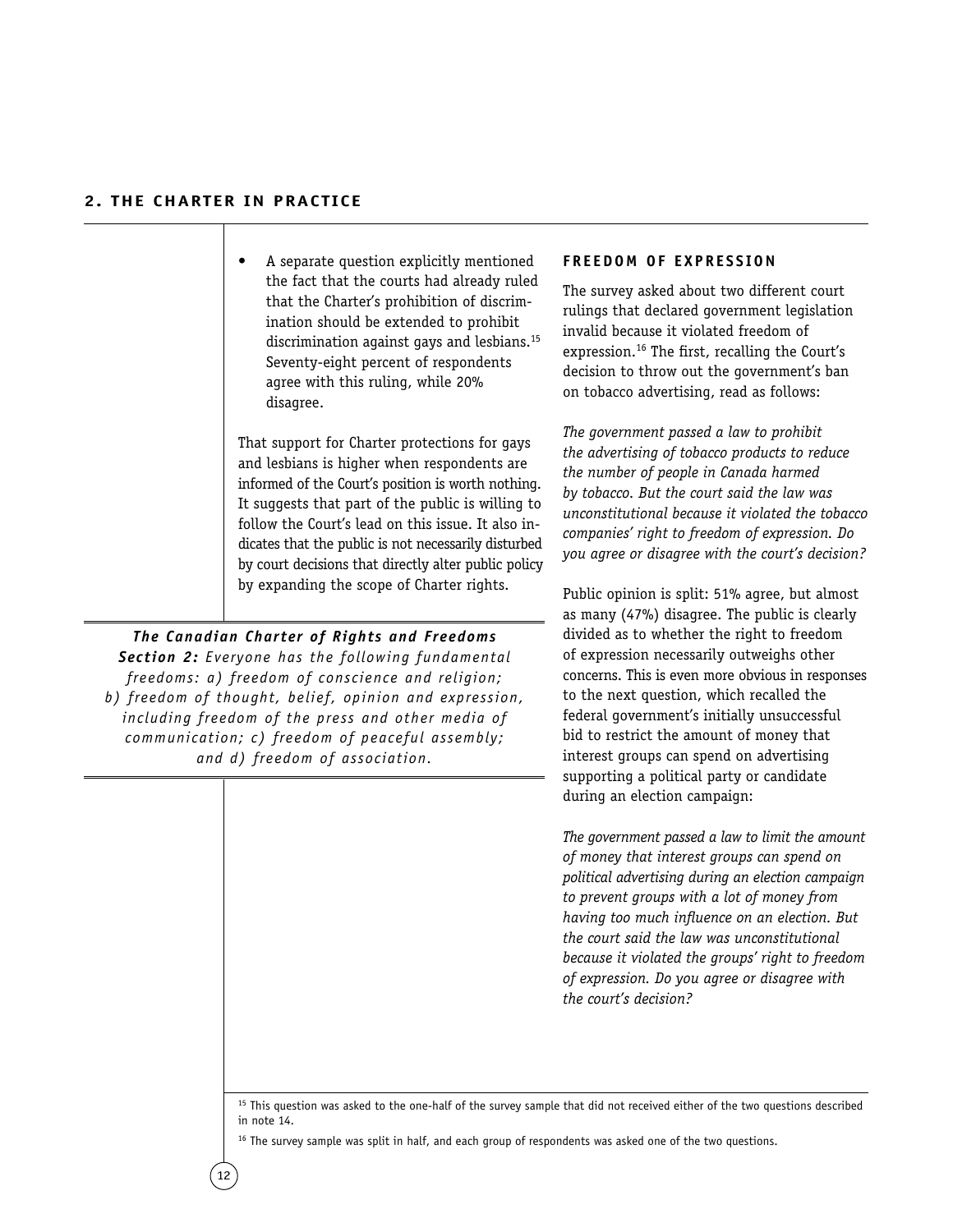- A separate question explicitly mentioned the fact that the courts had already ruled that the Charter's prohibition of discrimination should be extended to prohibit discrimination against gays and lesbians.[15] Seventy-eight percent of respondents agree with this ruling, while 20% disagree.

That support for Charter protections for gays and lesbians is higher when respondents are informed of the Court's position is worth nothing. It suggests that part of the public is willing to follow the Court's lead on this issue. It also indicates that the public is not necessarily disturbed by court decisions that directly alter public policy by expanding the scope of Charter rights.

***The Canadian Charter of Rights and Freedoms***
***Section 2:*** *Everyone has the following fundamental freedoms: a) freedom of conscience and religion; b) freedom of thought, belief, opinion and expression, including freedom of the press and other media of communication; c) freedom of peaceful assembly; and d) freedom of association.*

### FREEDOM OF EXPRESSION

The survey asked about two different court rulings that declared government legislation invalid because it violated freedom of expression.[16] The first, recalling the Court's decision to throw out the government's ban on tobacco advertising, read as follows:

*The government passed a law to prohibit the advertising of tobacco products to reduce the number of people in Canada harmed by tobacco. But the court said the law was unconstitutional because it violated the tobacco companies' right to freedom of expression. Do you agree or disagree with the court's decision?*

Public opinion is split: 51% agree, but almost as many (47%) disagree. The public is clearly divided as to whether the right to freedom of expression necessarily outweighs other concerns. This is even more obvious in responses to the next question, which recalled the federal government's initially unsuccessful bid to restrict the amount of money that interest groups can spend on advertising supporting a political party or candidate during an election campaign:

*The government passed a law to limit the amount of money that interest groups can spend on political advertising during an election campaign to prevent groups with a lot of money from having too much influence on an election. But the court said the law was unconstitutional because it violated the groups' right to freedom of expression. Do you agree or disagree with the court's decision?*

---

[15] This question was asked to the one-half of the survey sample that did not received either of the two questions described in note 14.

[16] The survey sample was split in half, and each group of respondents was asked one of the two questions.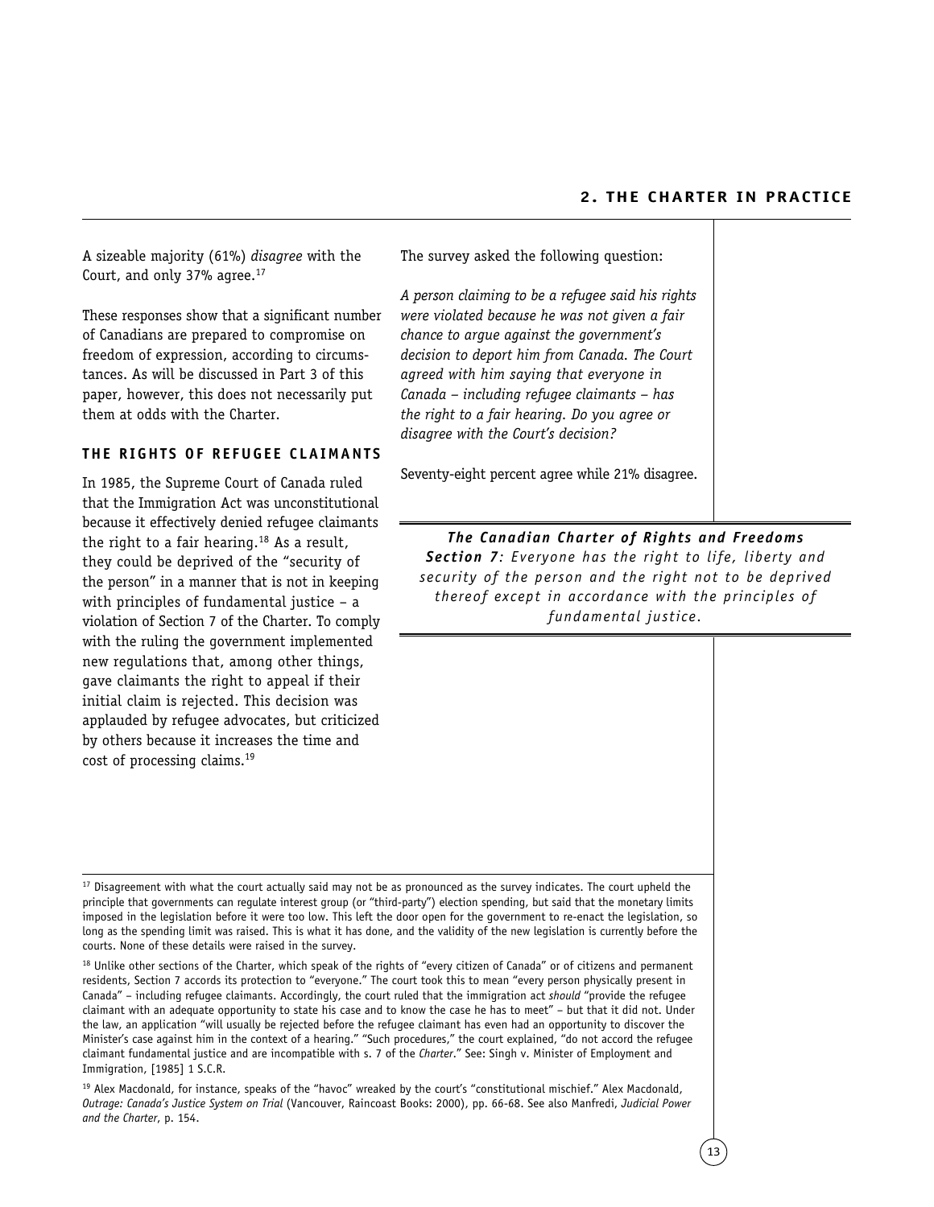A sizeable majority (61%) *disagree* with the Court, and only 37% agree.[17]

These responses show that a significant number of Canadians are prepared to compromise on freedom of expression, according to circumstances. As will be discussed in Part 3 of this paper, however, this does not necessarily put them at odds with the Charter.

### THE RIGHTS OF REFUGEE CLAIMANTS

In 1985, the Supreme Court of Canada ruled that the Immigration Act was unconstitutional because it effectively denied refugee claimants the right to a fair hearing.[18] As a result, they could be deprived of the "security of the person" in a manner that is not in keeping with principles of fundamental justice – a violation of Section 7 of the Charter. To comply with the ruling the government implemented new regulations that, among other things, gave claimants the right to appeal if their initial claim is rejected. This decision was applauded by refugee advocates, but criticized by others because it increases the time and cost of processing claims.[19]

The survey asked the following question:

*A person claiming to be a refugee said his rights were violated because he was not given a fair chance to argue against the government's decision to deport him from Canada. The Court agreed with him saying that everyone in Canada – including refugee claimants – has the right to a fair hearing. Do you agree or disagree with the Court's decision?*

Seventy-eight percent agree while 21% disagree.

***The Canadian Charter of Rights and Freedoms***
***Section 7**: Everyone has the right to life, liberty and security of the person and the right not to be deprived thereof except in accordance with the principles of fundamental justice.*

---

[17] Disagreement with what the court actually said may not be as pronounced as the survey indicates. The court upheld the principle that governments can regulate interest group (or "third-party") election spending, but said that the monetary limits imposed in the legislation before it were too low. This left the door open for the government to re-enact the legislation, so long as the spending limit was raised. This is what it has done, and the validity of the new legislation is currently before the courts. None of these details were raised in the survey.

[18] Unlike other sections of the Charter, which speak of the rights of "every citizen of Canada" or of citizens and permanent residents, Section 7 accords its protection to "everyone." The court took this to mean "every person physically present in Canada" – including refugee claimants. Accordingly, the court ruled that the immigration act *should* "provide the refugee claimant with an adequate opportunity to state his case and to know the case he has to meet" – but that it did not. Under the law, an application "will usually be rejected before the refugee claimant has even had an opportunity to discover the Minister's case against him in the context of a hearing." "Such procedures," the court explained, "do not accord the refugee claimant fundamental justice and are incompatible with s. 7 of the *Charter*." See: Singh v. Minister of Employment and Immigration, [1985] 1 S.C.R.

[19] Alex Macdonald, for instance, speaks of the "havoc" wreaked by the court's "constitutional mischief." Alex Macdonald, *Outrage: Canada's Justice System on Trial* (Vancouver, Raincoast Books: 2000), pp. 66-68. See also Manfredi, *Judicial Power and the Charter*, p. 154.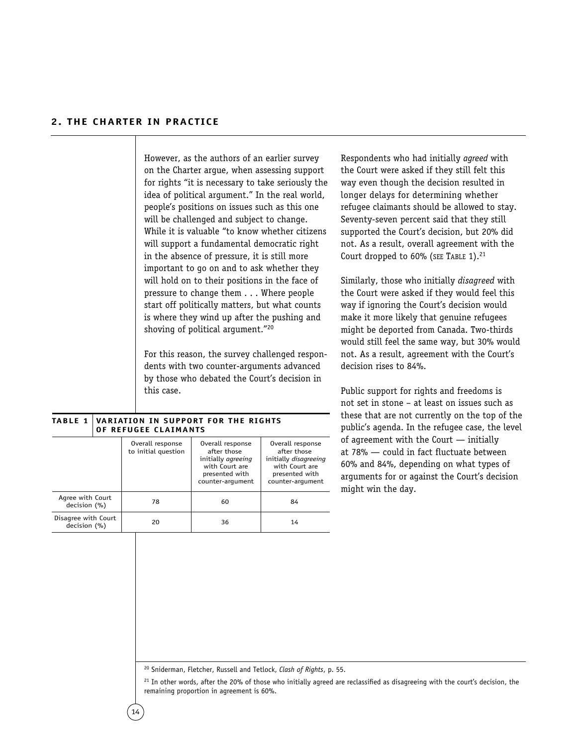However, as the authors of an earlier survey on the Charter argue, when assessing support for rights "it is necessary to take seriously the idea of political argument." In the real world, people's positions on issues such as this one will be challenged and subject to change. While it is valuable "to know whether citizens will support a fundamental democratic right in the absence of pressure, it is still more important to go on and to ask whether they will hold on to their positions in the face of pressure to change them . . . Where people start off politically matters, but what counts is where they wind up after the pushing and shoving of political argument."[20]

For this reason, the survey challenged respondents with two counter-arguments advanced by those who debated the Court's decision in this case.

**TABLE 1 VARIATION IN SUPPORT FOR THE RIGHTS OF REFUGEE CLAIMANTS**

| | Overall response to initial question | Overall response after those initially *agreeing* with Court are presented with counter-argument | Overall response after those initially *disagreeing* with Court are presented with counter-argument |
|---|---|---|---|
| Agree with Court decision (%) | 78 | 60 | 84 |
| Disagree with Court decision (%) | 20 | 36 | 14 |

Respondents who had initially *agreed* with the Court were asked if they still felt this way even though the decision resulted in longer delays for determining whether refugee claimants should be allowed to stay. Seventy-seven percent said that they still supported the Court's decision, but 20% did not. As a result, overall agreement with the Court dropped to 60% (SEE TABLE 1).[21]

Similarly, those who initially *disagreed* with the Court were asked if they would feel this way if ignoring the Court's decision would make it more likely that genuine refugees might be deported from Canada. Two-thirds would still feel the same way, but 30% would not. As a result, agreement with the Court's decision rises to 84%.

Public support for rights and freedoms is not set in stone – at least on issues such as these that are not currently on the top of the public's agenda. In the refugee case, the level of agreement with the Court — initially at 78% — could in fact fluctuate between 60% and 84%, depending on what types of arguments for or against the Court's decision might win the day.

[20] Sniderman, Fletcher, Russell and Tetlock, *Clash of Rights*, p. 55.

[21] In other words, after the 20% of those who initially agreed are reclassified as disagreeing with the court's decision, the remaining proportion in agreement is 60%.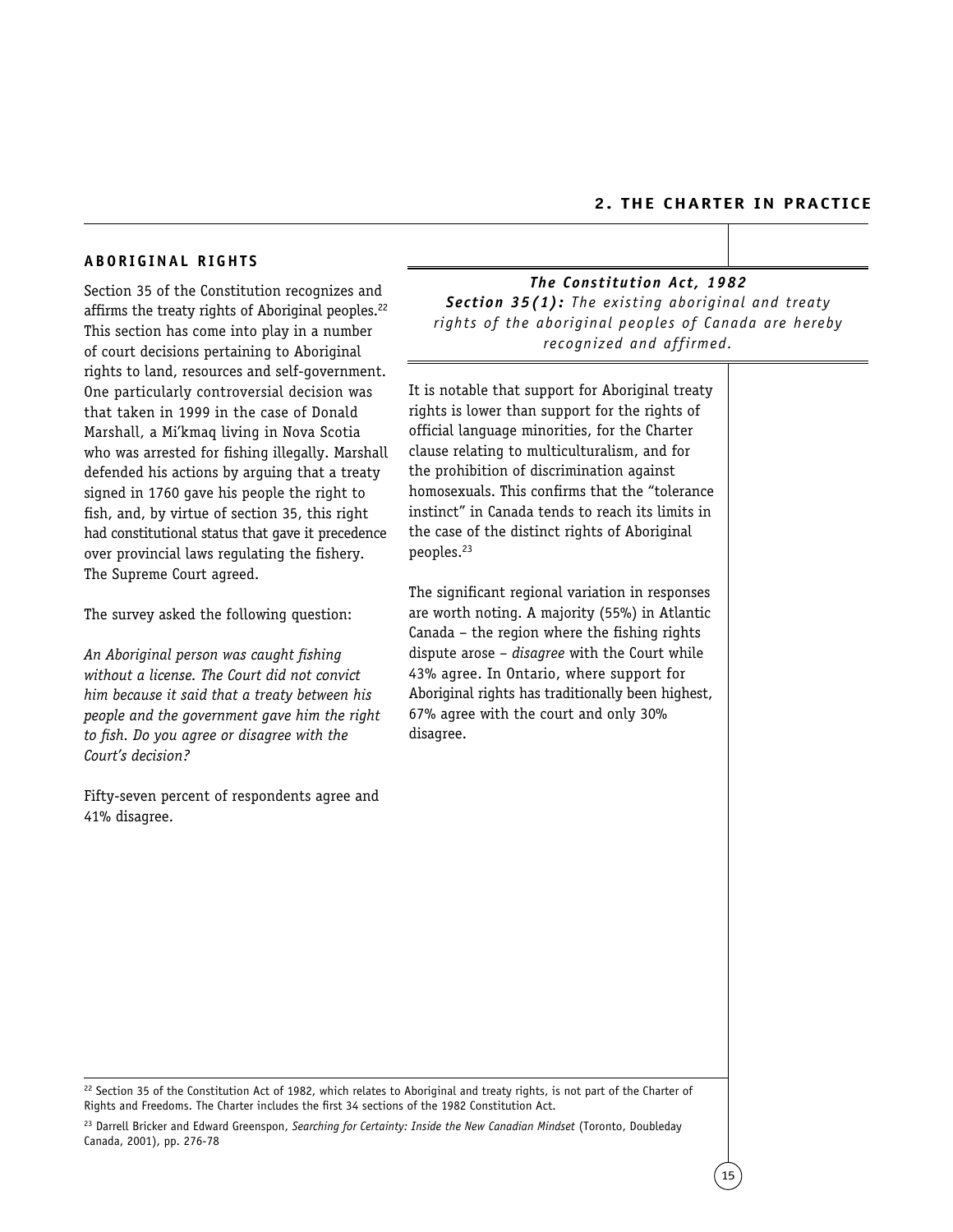## ABORIGINAL RIGHTS

Section 35 of the Constitution recognizes and affirms the treaty rights of Aboriginal peoples.[22] This section has come into play in a number of court decisions pertaining to Aboriginal rights to land, resources and self-government. One particularly controversial decision was that taken in 1999 in the case of Donald Marshall, a Mi'kmaq living in Nova Scotia who was arrested for fishing illegally. Marshall defended his actions by arguing that a treaty signed in 1760 gave his people the right to fish, and, by virtue of section 35, this right had constitutional status that gave it precedence over provincial laws regulating the fishery. The Supreme Court agreed.

The survey asked the following question:

*An Aboriginal person was caught fishing without a license. The Court did not convict him because it said that a treaty between his people and the government gave him the right to fish. Do you agree or disagree with the Court's decision?*

Fifty-seven percent of respondents agree and 41% disagree.

> ***The Constitution Act, 1982***
> ***Section 35(1):*** *The existing aboriginal and treaty rights of the aboriginal peoples of Canada are hereby recognized and affirmed.*

It is notable that support for Aboriginal treaty rights is lower than support for the rights of official language minorities, for the Charter clause relating to multiculturalism, and for the prohibition of discrimination against homosexuals. This confirms that the "tolerance instinct" in Canada tends to reach its limits in the case of the distinct rights of Aboriginal peoples.[23]

The significant regional variation in responses are worth noting. A majority (55%) in Atlantic Canada – the region where the fishing rights dispute arose – *disagree* with the Court while 43% agree. In Ontario, where support for Aboriginal rights has traditionally been highest, 67% agree with the court and only 30% disagree.

---

[22] Section 35 of the Constitution Act of 1982, which relates to Aboriginal and treaty rights, is not part of the Charter of Rights and Freedoms. The Charter includes the first 34 sections of the 1982 Constitution Act.

[23] Darrell Bricker and Edward Greenspon, *Searching for Certainty: Inside the New Canadian Mindset* (Toronto, Doubleday Canada, 2001), pp. 276-78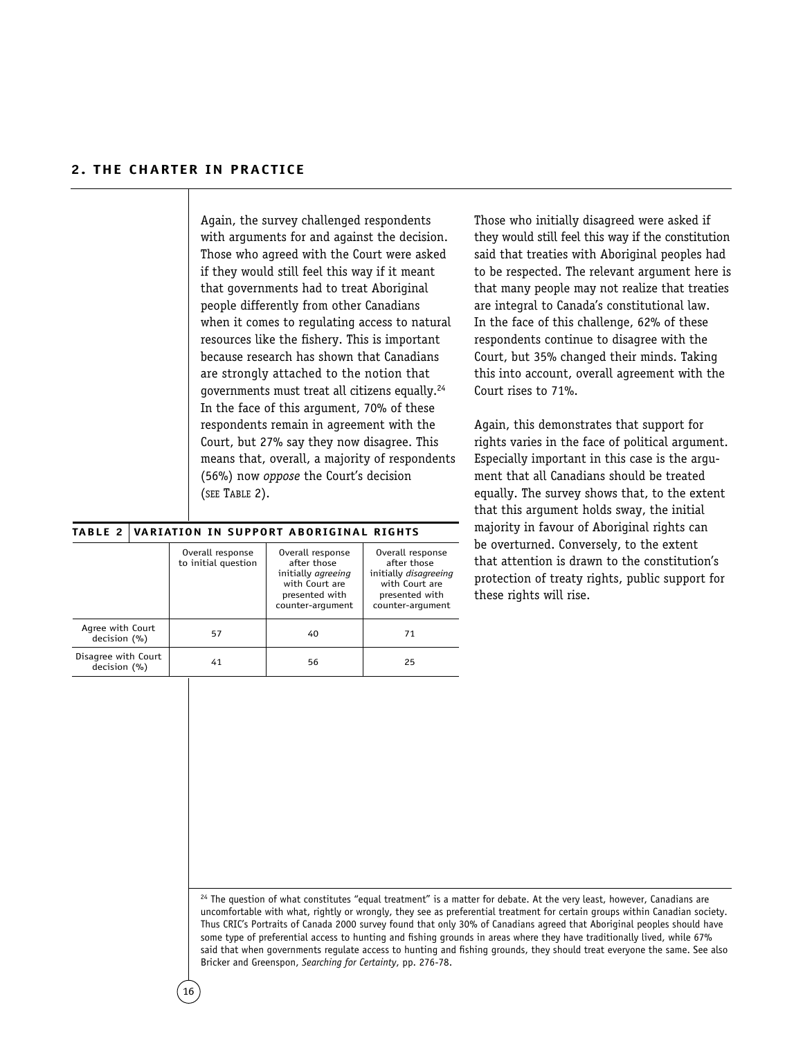Again, the survey challenged respondents with arguments for and against the decision. Those who agreed with the Court were asked if they would still feel this way if it meant that governments had to treat Aboriginal people differently from other Canadians when it comes to regulating access to natural resources like the fishery. This is important because research has shown that Canadians are strongly attached to the notion that governments must treat all citizens equally.[24] In the face of this argument, 70% of these respondents remain in agreement with the Court, but 27% say they now disagree. This means that, overall, a majority of respondents (56%) now *oppose* the Court's decision (SEE TABLE 2).

**TABLE 2 VARIATION IN SUPPORT ABORIGINAL RIGHTS**

| | Overall response to initial question | Overall response after those initially *agreeing* with Court are presented with counter-argument | Overall response after those initially *disagreeing* with Court are presented with counter-argument |
|---|---|---|---|
| Agree with Court decision (%) | 57 | 40 | 71 |
| Disagree with Court decision (%) | 41 | 56 | 25 |

Those who initially disagreed were asked if they would still feel this way if the constitution said that treaties with Aboriginal peoples had to be respected. The relevant argument here is that many people may not realize that treaties are integral to Canada's constitutional law. In the face of this challenge, 62% of these respondents continue to disagree with the Court, but 35% changed their minds. Taking this into account, overall agreement with the Court rises to 71%.

Again, this demonstrates that support for rights varies in the face of political argument. Especially important in this case is the argument that all Canadians should be treated equally. The survey shows that, to the extent that this argument holds sway, the initial majority in favour of Aboriginal rights can be overturned. Conversely, to the extent that attention is drawn to the constitution's protection of treaty rights, public support for these rights will rise.

[24] The question of what constitutes "equal treatment" is a matter for debate. At the very least, however, Canadians are uncomfortable with what, rightly or wrongly, they see as preferential treatment for certain groups within Canadian society. Thus CRIC's Portraits of Canada 2000 survey found that only 30% of Canadians agreed that Aboriginal peoples should have some type of preferential access to hunting and fishing grounds in areas where they have traditionally lived, while 67% said that when governments regulate access to hunting and fishing grounds, they should treat everyone the same. See also Bricker and Greenspon, *Searching for Certainty*, pp. 276-78.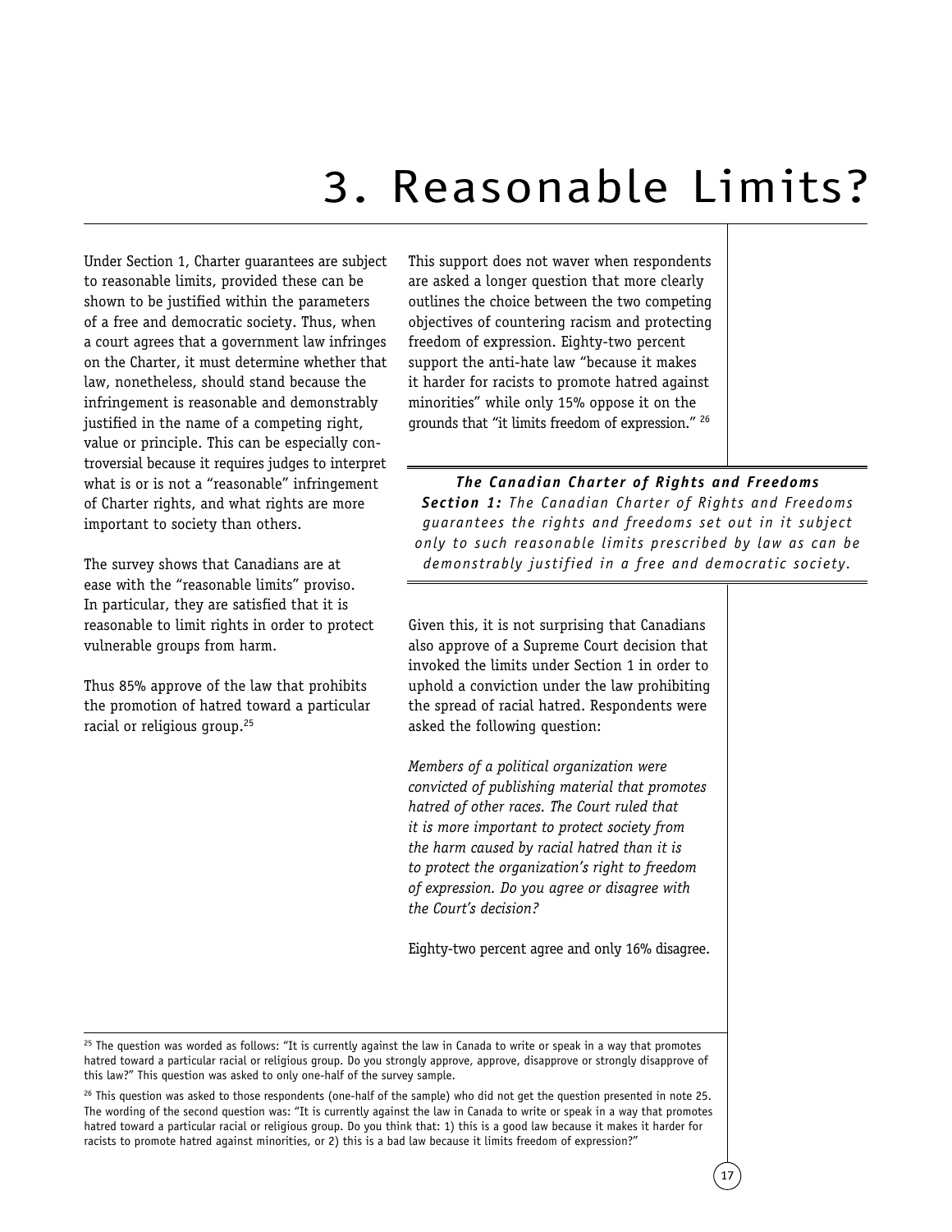# 3. Reasonable Limits?

Under Section 1, Charter guarantees are subject to reasonable limits, provided these can be shown to be justified within the parameters of a free and democratic society. Thus, when a court agrees that a government law infringes on the Charter, it must determine whether that law, nonetheless, should stand because the infringement is reasonable and demonstrably justified in the name of a competing right, value or principle. This can be especially controversial because it requires judges to interpret what is or is not a "reasonable" infringement of Charter rights, and what rights are more important to society than others.

The survey shows that Canadians are at ease with the "reasonable limits" proviso. In particular, they are satisfied that it is reasonable to limit rights in order to protect vulnerable groups from harm.

Thus 85% approve of the law that prohibits the promotion of hatred toward a particular racial or religious group.[25]

This support does not waver when respondents are asked a longer question that more clearly outlines the choice between the two competing objectives of countering racism and protecting freedom of expression. Eighty-two percent support the anti-hate law "because it makes it harder for racists to promote hatred against minorities" while only 15% oppose it on the grounds that "it limits freedom of expression." [26]

***The Canadian Charter of Rights and Freedoms***

***Section 1:*** *The Canadian Charter of Rights and Freedoms guarantees the rights and freedoms set out in it subject only to such reasonable limits prescribed by law as can be demonstrably justified in a free and democratic society.*

Given this, it is not surprising that Canadians also approve of a Supreme Court decision that invoked the limits under Section 1 in order to uphold a conviction under the law prohibiting the spread of racial hatred. Respondents were asked the following question:

*Members of a political organization were convicted of publishing material that promotes hatred of other races. The Court ruled that it is more important to protect society from the harm caused by racial hatred than it is to protect the organization's right to freedom of expression. Do you agree or disagree with the Court's decision?*

Eighty-two percent agree and only 16% disagree.

---

[25] The question was worded as follows: "It is currently against the law in Canada to write or speak in a way that promotes hatred toward a particular racial or religious group. Do you strongly approve, approve, disapprove or strongly disapprove of this law?" This question was asked to only one-half of the survey sample.

[26] This question was asked to those respondents (one-half of the sample) who did not get the question presented in note 25. The wording of the second question was: "It is currently against the law in Canada to write or speak in a way that promotes hatred toward a particular racial or religious group. Do you think that: 1) this is a good law because it makes it harder for racists to promote hatred against minorities, or 2) this is a bad law because it limits freedom of expression?"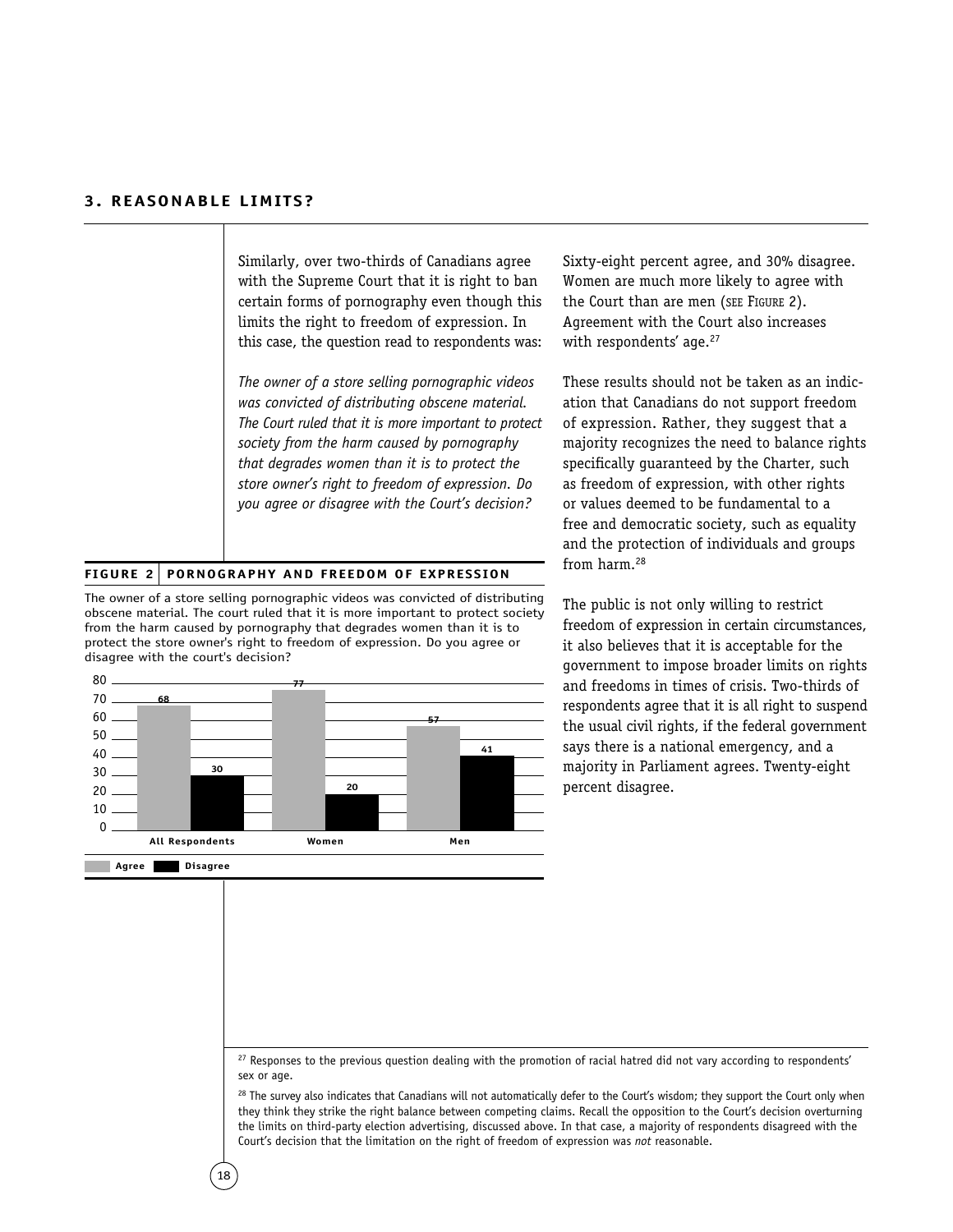## 3. REASONABLE LIMITS?

Similarly, over two-thirds of Canadians agree with the Supreme Court that it is right to ban certain forms of pornography even though this limits the right to freedom of expression. In this case, the question read to respondents was:

*The owner of a store selling pornographic videos was convicted of distributing obscene material. The Court ruled that it is more important to protect society from the harm caused by pornography that degrades women than it is to protect the store owner's right to freedom of expression. Do you agree or disagree with the Court's decision?*

**FIGURE 2 | PORNOGRAPHY AND FREEDOM OF EXPRESSION**

The owner of a store selling pornographic videos was convicted of distributing obscene material. The court ruled that it is more important to protect society from the harm caused by pornography that degrades women than it is to protect the store owner's right to freedom of expression. Do you agree or disagree with the court's decision?

| | Agree | Disagree |
|---|---|---|
| All Respondents | 68 | 30 |
| Women | 77 | 20 |
| Men | 57 | 41 |

Sixty-eight percent agree, and 30% disagree. Women are much more likely to agree with the Court than are men (SEE FIGURE 2). Agreement with the Court also increases with respondents' age.[27]

These results should not be taken as an indication that Canadians do not support freedom of expression. Rather, they suggest that a majority recognizes the need to balance rights specifically guaranteed by the Charter, such as freedom of expression, with other rights or values deemed to be fundamental to a free and democratic society, such as equality and the protection of individuals and groups from harm.[28]

The public is not only willing to restrict freedom of expression in certain circumstances, it also believes that it is acceptable for the government to impose broader limits on rights and freedoms in times of crisis. Two-thirds of respondents agree that it is all right to suspend the usual civil rights, if the federal government says there is a national emergency, and a majority in Parliament agrees. Twenty-eight percent disagree.

---

[27] Responses to the previous question dealing with the promotion of racial hatred did not vary according to respondents' sex or age.

[28] The survey also indicates that Canadians will not automatically defer to the Court's wisdom; they support the Court only when they think they strike the right balance between competing claims. Recall the opposition to the Court's decision overturning the limits on third-party election advertising, discussed above. In that case, a majority of respondents disagreed with the Court's decision that the limitation on the right of freedom of expression was *not* reasonable.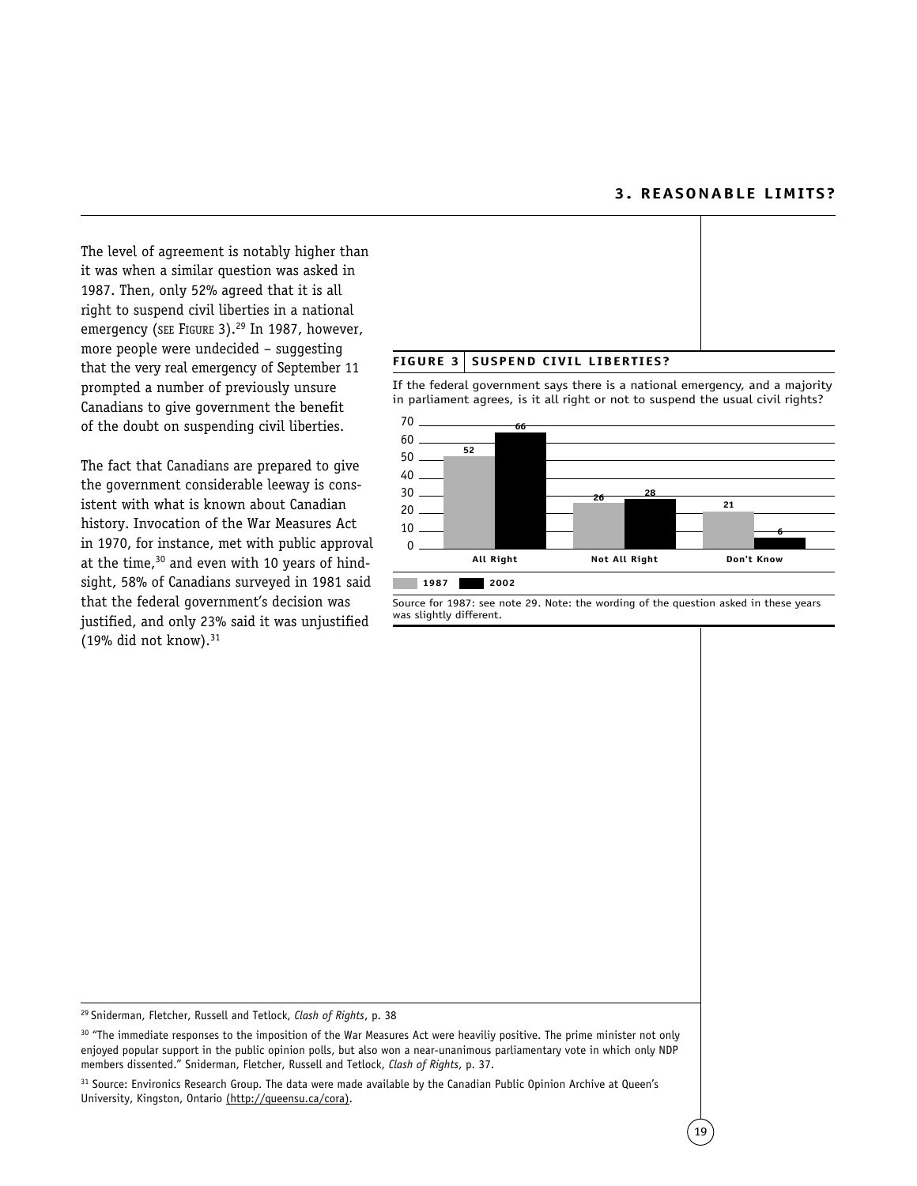The level of agreement is notably higher than it was when a similar question was asked in 1987. Then, only 52% agreed that it is all right to suspend civil liberties in a national emergency (SEE FIGURE 3).[29] In 1987, however, more people were undecided – suggesting that the very real emergency of September 11 prompted a number of previously unsure Canadians to give government the benefit of the doubt on suspending civil liberties.

The fact that Canadians are prepared to give the government considerable leeway is consistent with what is known about Canadian history. Invocation of the War Measures Act in 1970, for instance, met with public approval at the time,[30] and even with 10 years of hindsight, 58% of Canadians surveyed in 1981 said that the federal government's decision was justified, and only 23% said it was unjustified (19% did not know).[31]

**FIGURE 3 | SUSPEND CIVIL LIBERTIES?**

If the federal government says there is a national emergency, and a majority in parliament agrees, is it all right or not to suspend the usual civil rights?

| | 1987 | 2002 |
|---|---|---|
| All Right | 52 | 66 |
| Not All Right | 26 | 28 |
| Don't Know | 21 | 6 |

Source for 1987: see note 29. Note: the wording of the question asked in these years was slightly different.

---

[29] Sniderman, Fletcher, Russell and Tetlock, *Clash of Rights*, p. 38

[30] "The immediate responses to the imposition of the War Measures Act were heaviliy positive. The prime minister not only enjoyed popular support in the public opinion polls, but also won a near-unanimous parliamentary vote in which only NDP members dissented." Sniderman, Fletcher, Russell and Tetlock, *Clash of Rights*, p. 37.

[31] Source: Environics Research Group. The data were made available by the Canadian Public Opinion Archive at Queen's University, Kingston, Ontario (http://queensu.ca/cora).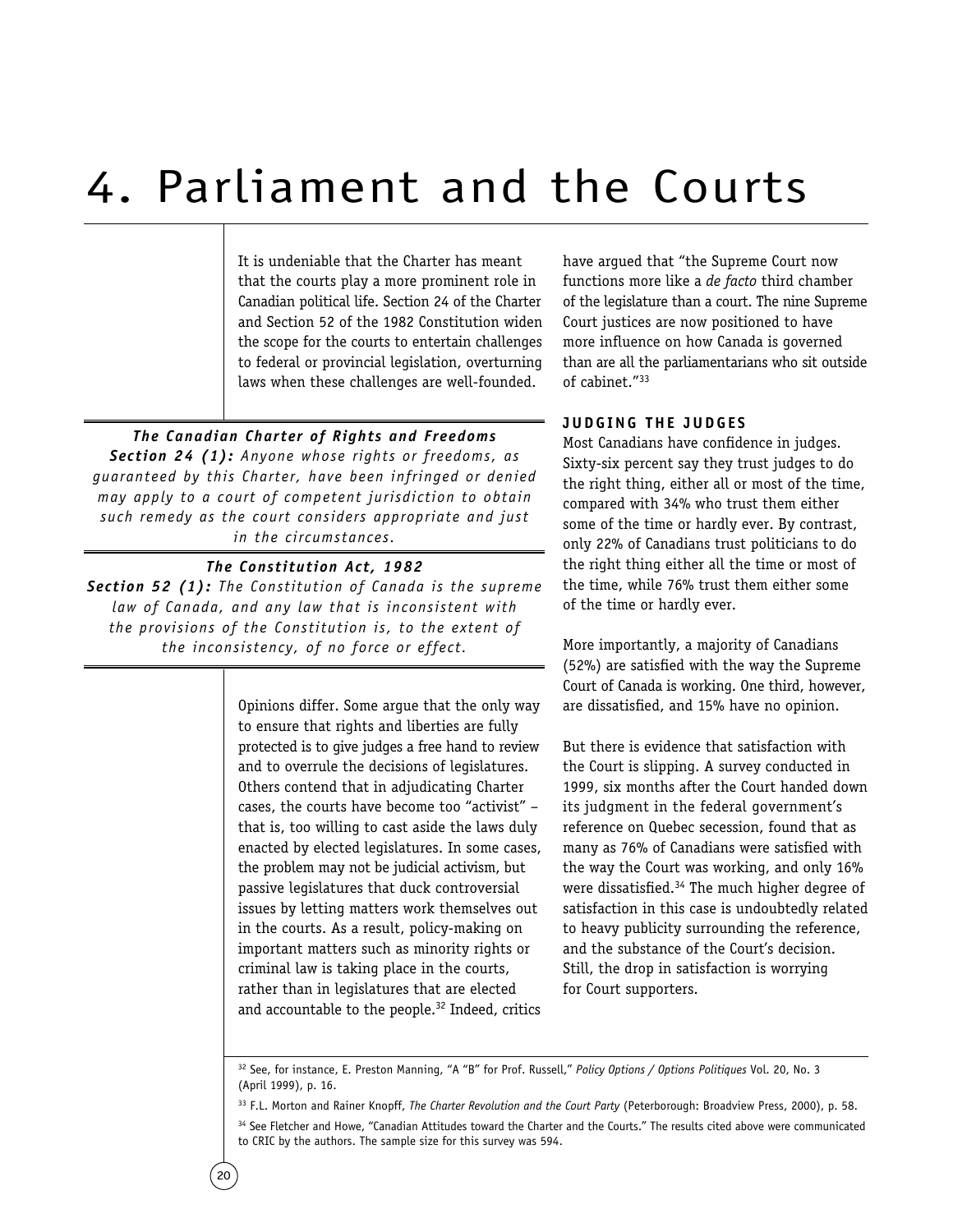# 4. Parliament and the Courts

It is undeniable that the Charter has meant that the courts play a more prominent role in Canadian political life. Section 24 of the Charter and Section 52 of the 1982 Constitution widen the scope for the courts to entertain challenges to federal or provincial legislation, overturning laws when these challenges are well-founded.

***The Canadian Charter of Rights and Freedoms***
***Section 24 (1):*** *Anyone whose rights or freedoms, as guaranteed by this Charter, have been infringed or denied may apply to a court of competent jurisdiction to obtain such remedy as the court considers appropriate and just in the circumstances.*

***The Constitution Act, 1982***
***Section 52 (1):*** *The Constitution of Canada is the supreme law of Canada, and any law that is inconsistent with the provisions of the Constitution is, to the extent of the inconsistency, of no force or effect.*

Opinions differ. Some argue that the only way to ensure that rights and liberties are fully protected is to give judges a free hand to review and to overrule the decisions of legislatures. Others contend that in adjudicating Charter cases, the courts have become too "activist" – that is, too willing to cast aside the laws duly enacted by elected legislatures. In some cases, the problem may not be judicial activism, but passive legislatures that duck controversial issues by letting matters work themselves out in the courts. As a result, policy-making on important matters such as minority rights or criminal law is taking place in the courts, rather than in legislatures that are elected and accountable to the people.[32] Indeed, critics have argued that "the Supreme Court now functions more like a *de facto* third chamber of the legislature than a court. The nine Supreme Court justices are now positioned to have more influence on how Canada is governed than are all the parliamentarians who sit outside of cabinet."[33]

## JUDGING THE JUDGES

Most Canadians have confidence in judges. Sixty-six percent say they trust judges to do the right thing, either all or most of the time, compared with 34% who trust them either some of the time or hardly ever. By contrast, only 22% of Canadians trust politicians to do the right thing either all the time or most of the time, while 76% trust them either some of the time or hardly ever.

More importantly, a majority of Canadians (52%) are satisfied with the way the Supreme Court of Canada is working. One third, however, are dissatisfied, and 15% have no opinion.

But there is evidence that satisfaction with the Court is slipping. A survey conducted in 1999, six months after the Court handed down its judgment in the federal government's reference on Quebec secession, found that as many as 76% of Canadians were satisfied with the way the Court was working, and only 16% were dissatisfied.[34] The much higher degree of satisfaction in this case is undoubtedly related to heavy publicity surrounding the reference, and the substance of the Court's decision. Still, the drop in satisfaction is worrying for Court supporters.

---

[32] See, for instance, E. Preston Manning, "A "B" for Prof. Russell," *Policy Options / Options Politiques* Vol. 20, No. 3 (April 1999), p. 16.

[33] F.L. Morton and Rainer Knopff, *The Charter Revolution and the Court Party* (Peterborough: Broadview Press, 2000), p. 58.

[34] See Fletcher and Howe, "Canadian Attitudes toward the Charter and the Courts." The results cited above were communicated to CRIC by the authors. The sample size for this survey was 594.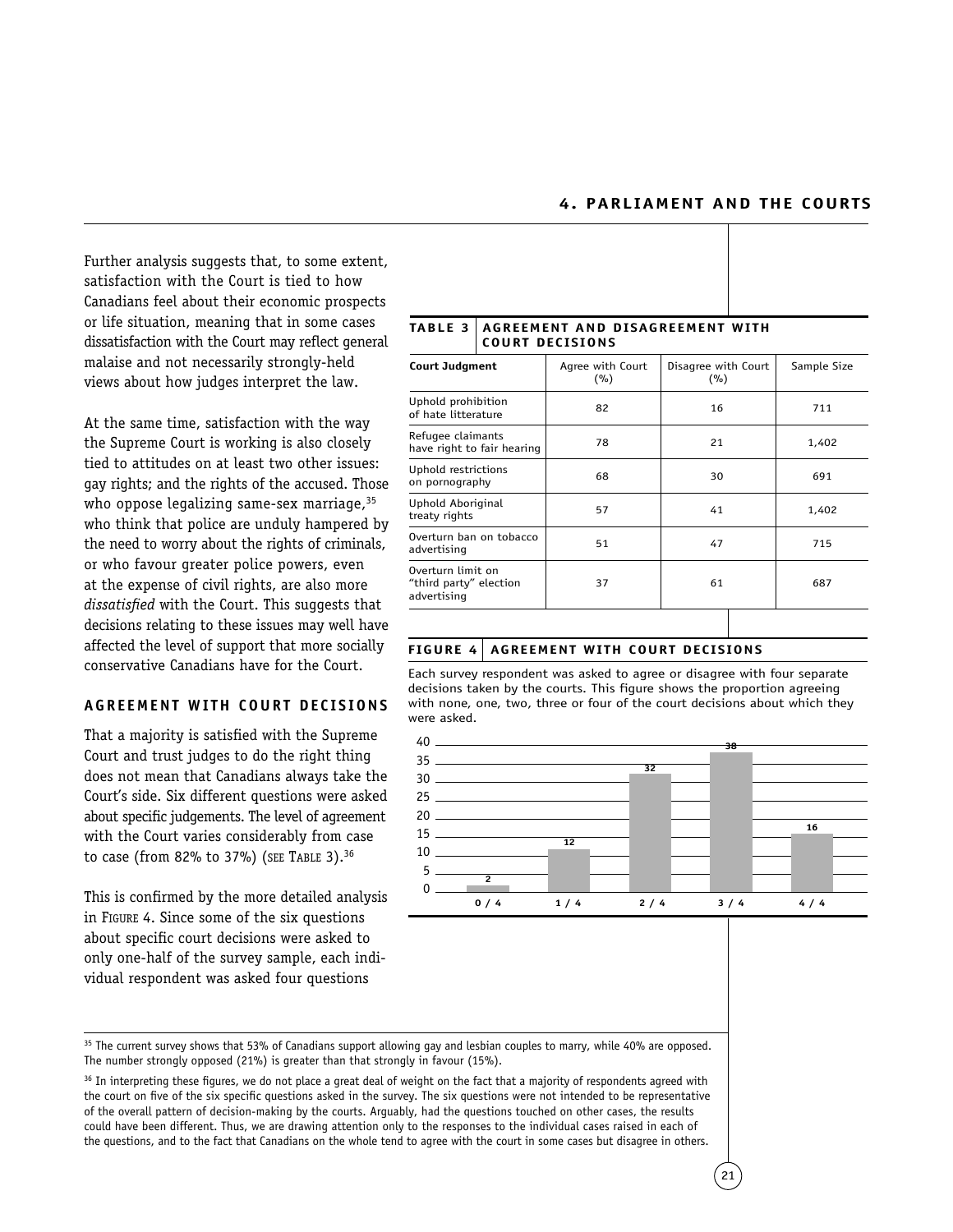Further analysis suggests that, to some extent, satisfaction with the Court is tied to how Canadians feel about their economic prospects or life situation, meaning that in some cases dissatisfaction with the Court may reflect general malaise and not necessarily strongly-held views about how judges interpret the law.

At the same time, satisfaction with the way the Supreme Court is working is also closely tied to attitudes on at least two other issues: gay rights; and the rights of the accused. Those who oppose legalizing same-sex marriage,[35] who think that police are unduly hampered by the need to worry about the rights of criminals, or who favour greater police powers, even at the expense of civil rights, are also more *dissatisfied* with the Court. This suggests that decisions relating to these issues may well have affected the level of support that more socially conservative Canadians have for the Court.

## AGREEMENT WITH COURT DECISIONS

That a majority is satisfied with the Supreme Court and trust judges to do the right thing does not mean that Canadians always take the Court's side. Six different questions were asked about specific judgements. The level of agreement with the Court varies considerably from case to case (from 82% to 37%) (SEE TABLE 3).[36]

This is confirmed by the more detailed analysis in FIGURE 4. Since some of the six questions about specific court decisions were asked to only one-half of the survey sample, each individual respondent was asked four questions

**TABLE 3 AGREEMENT AND DISAGREEMENT WITH COURT DECISIONS**

| Court Judgment | Agree with Court (%) | Disagree with Court (%) | Sample Size |
|---|---|---|---|
| Uphold prohibition of hate litterature | 82 | 16 | 711 |
| Refugee claimants have right to fair hearing | 78 | 21 | 1,402 |
| Uphold restrictions on pornography | 68 | 30 | 691 |
| Uphold Aboriginal treaty rights | 57 | 41 | 1,402 |
| Overturn ban on tobacco advertising | 51 | 47 | 715 |
| Overturn limit on "third party" election advertising | 37 | 61 | 687 |

**FIGURE 4 AGREEMENT WITH COURT DECISIONS**

Each survey respondent was asked to agree or disagree with four separate decisions taken by the courts. This figure shows the proportion agreeing with none, one, two, three or four of the court decisions about which they were asked.

| Agreement | % |
|---|---|
| 0 / 4 | 2 |
| 1 / 4 | 12 |
| 2 / 4 | 32 |
| 3 / 4 | 38 |
| 4 / 4 | 16 |

---

[35] The current survey shows that 53% of Canadians support allowing gay and lesbian couples to marry, while 40% are opposed. The number strongly opposed (21%) is greater than that strongly in favour (15%).

[36] In interpreting these figures, we do not place a great deal of weight on the fact that a majority of respondents agreed with the court on five of the six specific questions asked in the survey. The six questions were not intended to be representative of the overall pattern of decision-making by the courts. Arguably, had the questions touched on other cases, the results could have been different. Thus, we are drawing attention only to the responses to the individual cases raised in each of the questions, and to the fact that Canadians on the whole tend to agree with the court in some cases but disagree in others.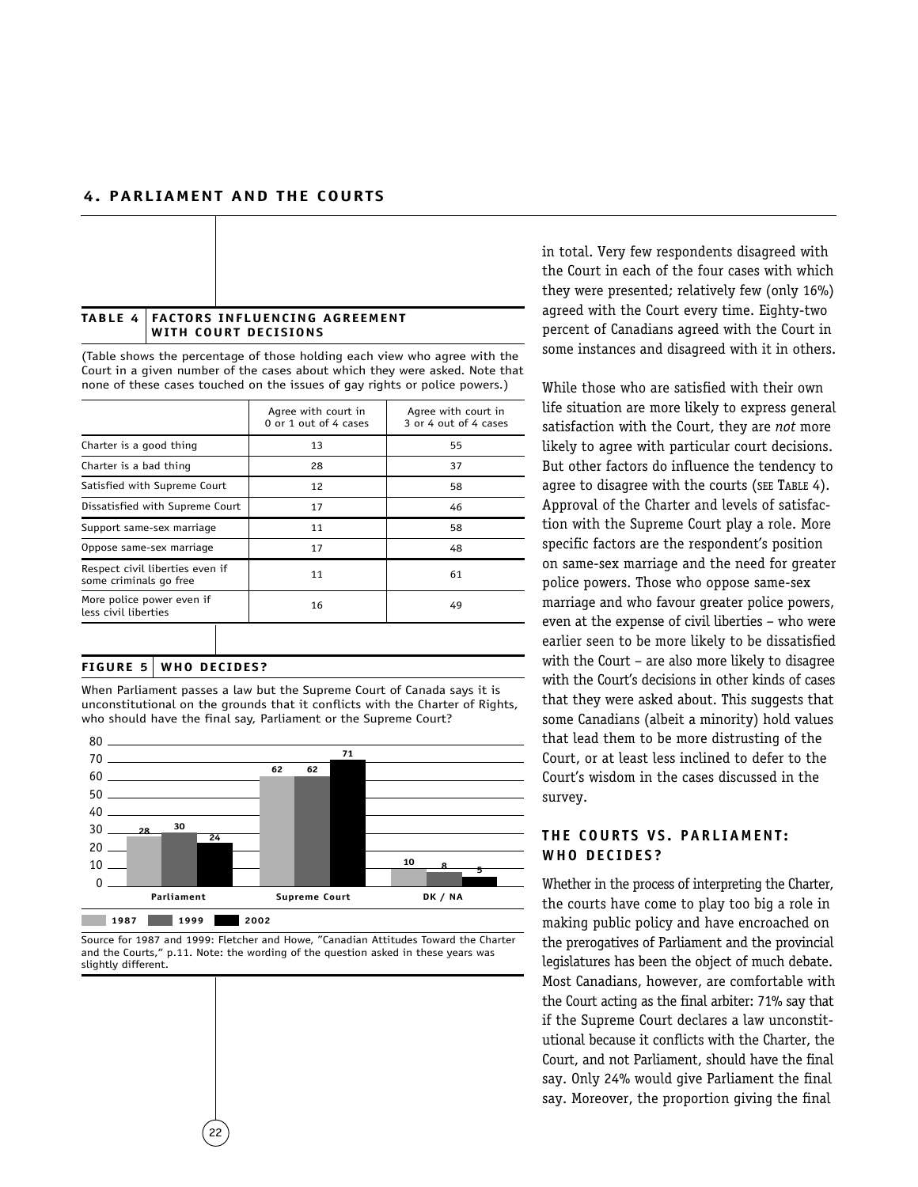## 4. PARLIAMENT AND THE COURTS

**TABLE 4 FACTORS INFLUENCING AGREEMENT WITH COURT DECISIONS**

(Table shows the percentage of those holding each view who agree with the Court in a given number of the cases about which they were asked. Note that none of these cases touched on the issues of gay rights or police powers.)

| | Agree with court in 0 or 1 out of 4 cases | Agree with court in 3 or 4 out of 4 cases |
|---|---|---|
| Charter is a good thing | 13 | 55 |
| Charter is a bad thing | 28 | 37 |
| Satisfied with Supreme Court | 12 | 58 |
| Dissatisfied with Supreme Court | 17 | 46 |
| Support same-sex marriage | 11 | 58 |
| Oppose same-sex marriage | 17 | 48 |
| Respect civil liberties even if some criminals go free | 11 | 61 |
| More police power even if less civil liberties | 16 | 49 |

**FIGURE 5 WHO DECIDES?**

When Parliament passes a law but the Supreme Court of Canada says it is unconstitutional on the grounds that it conflicts with the Charter of Rights, who should have the final say, Parliament or the Supreme Court?

| | 1987 | 1999 | 2002 |
|---|---|---|---|
| Parliament | 28 | 30 | 24 |
| Supreme Court | 62 | 62 | 71 |
| DK / NA | 10 | 8 | 5 |

Source for 1987 and 1999: Fletcher and Howe, "Canadian Attitudes Toward the Charter and the Courts," p.11. Note: the wording of the question asked in these years was slightly different.

in total. Very few respondents disagreed with the Court in each of the four cases with which they were presented; relatively few (only 16%) agreed with the Court every time. Eighty-two percent of Canadians agreed with the Court in some instances and disagreed with it in others.

While those who are satisfied with their own life situation are more likely to express general satisfaction with the Court, they are *not* more likely to agree with particular court decisions. But other factors do influence the tendency to agree to disagree with the courts (SEE TABLE 4). Approval of the Charter and levels of satisfaction with the Supreme Court play a role. More specific factors are the respondent's position on same-sex marriage and the need for greater police powers. Those who oppose same-sex marriage and who favour greater police powers, even at the expense of civil liberties – who were earlier seen to be more likely to be dissatisfied with the Court – are also more likely to disagree with the Court's decisions in other kinds of cases that they were asked about. This suggests that some Canadians (albeit a minority) hold values that lead them to be more distrusting of the Court, or at least less inclined to defer to the Court's wisdom in the cases discussed in the survey.

### THE COURTS VS. PARLIAMENT: WHO DECIDES?

Whether in the process of interpreting the Charter, the courts have come to play too big a role in making public policy and have encroached on the prerogatives of Parliament and the provincial legislatures has been the object of much debate. Most Canadians, however, are comfortable with the Court acting as the final arbiter: 71% say that if the Supreme Court declares a law unconstitutional because it conflicts with the Charter, the Court, and not Parliament, should have the final say. Only 24% would give Parliament the final say. Moreover, the proportion giving the final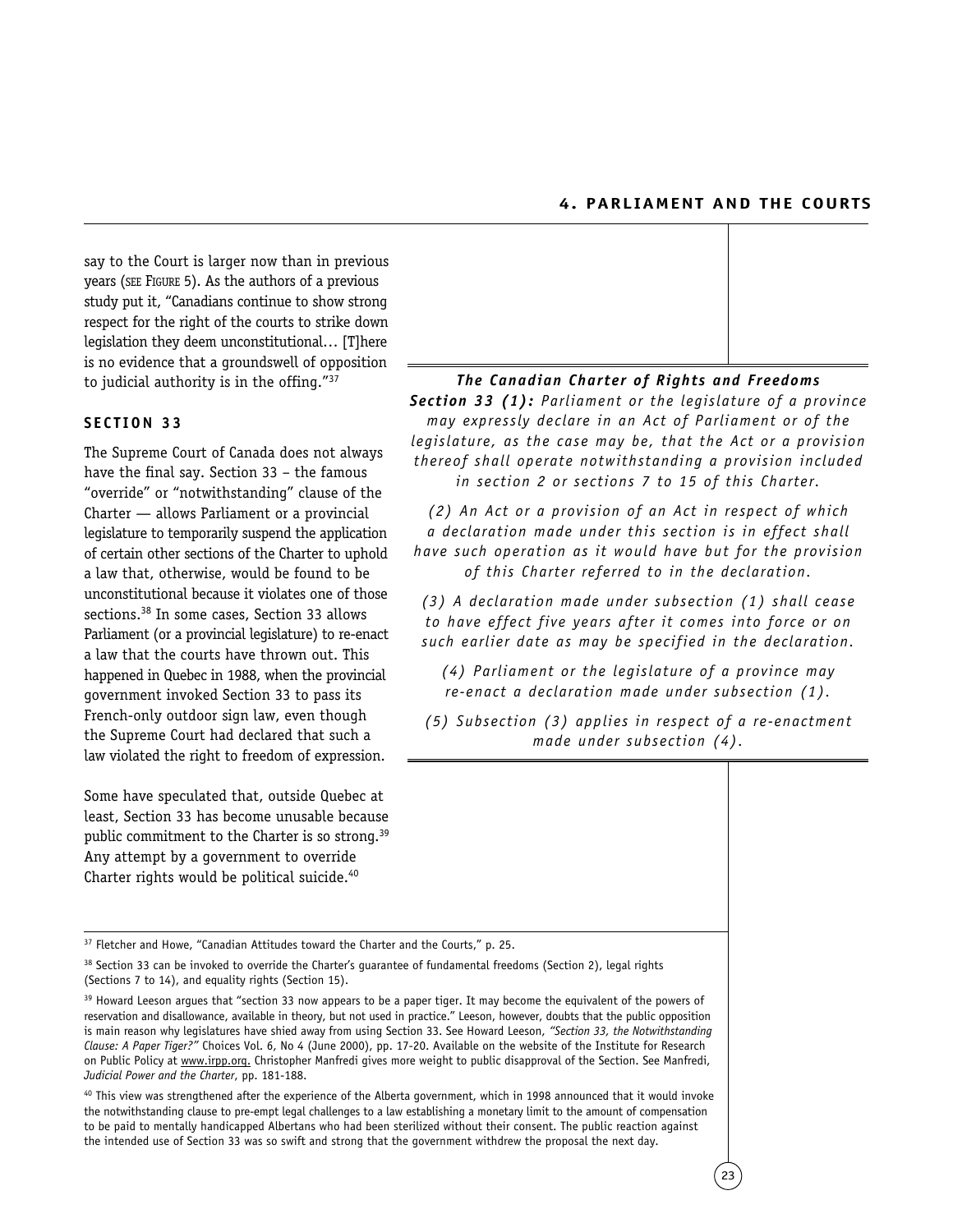say to the Court is larger now than in previous years (SEE FIGURE 5). As the authors of a previous study put it, "Canadians continue to show strong respect for the right of the courts to strike down legislation they deem unconstitutional… [T]here is no evidence that a groundswell of opposition to judicial authority is in the offing."[37]

## SECTION 33

The Supreme Court of Canada does not always have the final say. Section 33 – the famous "override" or "notwithstanding" clause of the Charter — allows Parliament or a provincial legislature to temporarily suspend the application of certain other sections of the Charter to uphold a law that, otherwise, would be found to be unconstitutional because it violates one of those sections.[38] In some cases, Section 33 allows Parliament (or a provincial legislature) to re-enact a law that the courts have thrown out. This happened in Quebec in 1988, when the provincial government invoked Section 33 to pass its French-only outdoor sign law, even though the Supreme Court had declared that such a law violated the right to freedom of expression.

Some have speculated that, outside Quebec at least, Section 33 has become unusable because public commitment to the Charter is so strong.[39] Any attempt by a government to override Charter rights would be political suicide.[40]

***The Canadian Charter of Rights and Freedoms***

***Section 33 (1):*** *Parliament or the legislature of a province may expressly declare in an Act of Parliament or of the legislature, as the case may be, that the Act or a provision thereof shall operate notwithstanding a provision included in section 2 or sections 7 to 15 of this Charter.*

*(2) An Act or a provision of an Act in respect of which a declaration made under this section is in effect shall have such operation as it would have but for the provision of this Charter referred to in the declaration.*

*(3) A declaration made under subsection (1) shall cease to have effect five years after it comes into force or on such earlier date as may be specified in the declaration.*

*(4) Parliament or the legislature of a province may re-enact a declaration made under subsection (1).*

*(5) Subsection (3) applies in respect of a re-enactment made under subsection (4).*

---

[37] Fletcher and Howe, "Canadian Attitudes toward the Charter and the Courts," p. 25.

[38] Section 33 can be invoked to override the Charter's guarantee of fundamental freedoms (Section 2), legal rights (Sections 7 to 14), and equality rights (Section 15).

[39] Howard Leeson argues that "section 33 now appears to be a paper tiger. It may become the equivalent of the powers of reservation and disallowance, available in theory, but not used in practice." Leeson, however, doubts that the public opposition is main reason why legislatures have shied away from using Section 33. See Howard Leeson, *"Section 33, the Notwithstanding Clause: A Paper Tiger?"* Choices Vol. 6, No 4 (June 2000), pp. 17-20. Available on the website of the Institute for Research on Public Policy at www.irpp.org. Christopher Manfredi gives more weight to public disapproval of the Section. See Manfredi, *Judicial Power and the Charter*, pp. 181-188.

[40] This view was strengthened after the experience of the Alberta government, which in 1998 announced that it would invoke the notwithstanding clause to pre-empt legal challenges to a law establishing a monetary limit to the amount of compensation to be paid to mentally handicapped Albertans who had been sterilized without their consent. The public reaction against the intended use of Section 33 was so swift and strong that the government withdrew the proposal the next day.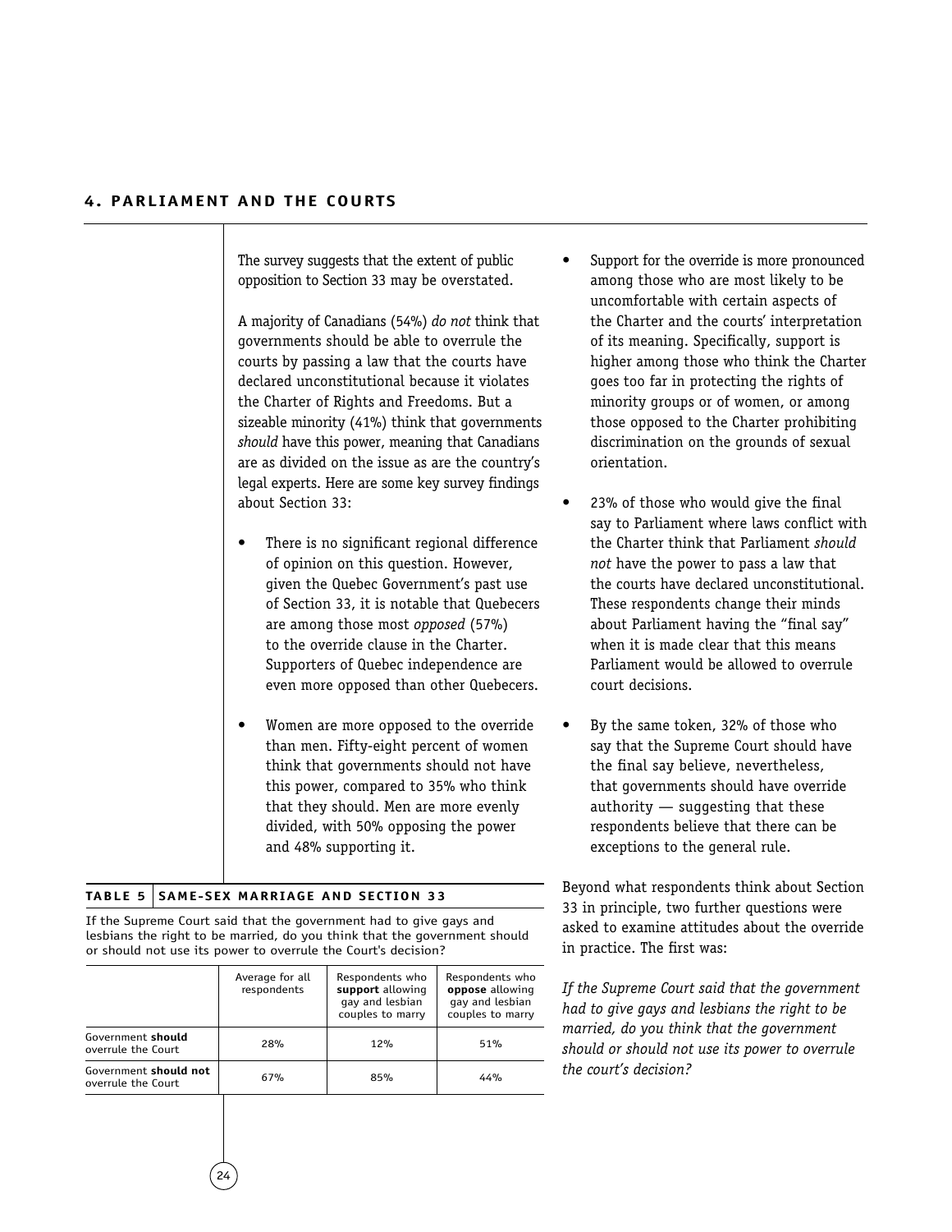## 4. PARLIAMENT AND THE COURTS

The survey suggests that the extent of public opposition to Section 33 may be overstated.

A majority of Canadians (54%) *do not* think that governments should be able to overrule the courts by passing a law that the courts have declared unconstitutional because it violates the Charter of Rights and Freedoms. But a sizeable minority (41%) think that governments *should* have this power, meaning that Canadians are as divided on the issue as are the country's legal experts. Here are some key survey findings about Section 33:

- There is no significant regional difference of opinion on this question. However, given the Quebec Government's past use of Section 33, it is notable that Quebecers are among those most *opposed* (57%) to the override clause in the Charter. Supporters of Quebec independence are even more opposed than other Quebecers.
- Women are more opposed to the override than men. Fifty-eight percent of women think that governments should not have this power, compared to 35% who think that they should. Men are more evenly divided, with 50% opposing the power and 48% supporting it.
- Support for the override is more pronounced among those who are most likely to be uncomfortable with certain aspects of the Charter and the courts' interpretation of its meaning. Specifically, support is higher among those who think the Charter goes too far in protecting the rights of minority groups or of women, or among those opposed to the Charter prohibiting discrimination on the grounds of sexual orientation.
- 23% of those who would give the final say to Parliament where laws conflict with the Charter think that Parliament *should not* have the power to pass a law that the courts have declared unconstitutional. These respondents change their minds about Parliament having the "final say" when it is made clear that this means Parliament would be allowed to overrule court decisions.
- By the same token, 32% of those who say that the Supreme Court should have the final say believe, nevertheless, that governments should have override authority — suggesting that these respondents believe that there can be exceptions to the general rule.

Beyond what respondents think about Section 33 in principle, two further questions were asked to examine attitudes about the override in practice. The first was:

*If the Supreme Court said that the government had to give gays and lesbians the right to be married, do you think that the government should or should not use its power to overrule the court's decision?*

**TABLE 5 | SAME-SEX MARRIAGE AND SECTION 33**

If the Supreme Court said that the government had to give gays and lesbians the right to be married, do you think that the government should or should not use its power to overrule the Court's decision?

| | Average for all respondents | Respondents who **support** allowing gay and lesbian couples to marry | Respondents who **oppose** allowing gay and lesbian couples to marry |
|---|---|---|---|
| Government **should** overrule the Court | 28% | 12% | 51% |
| Government **should not** overrule the Court | 67% | 85% | 44% |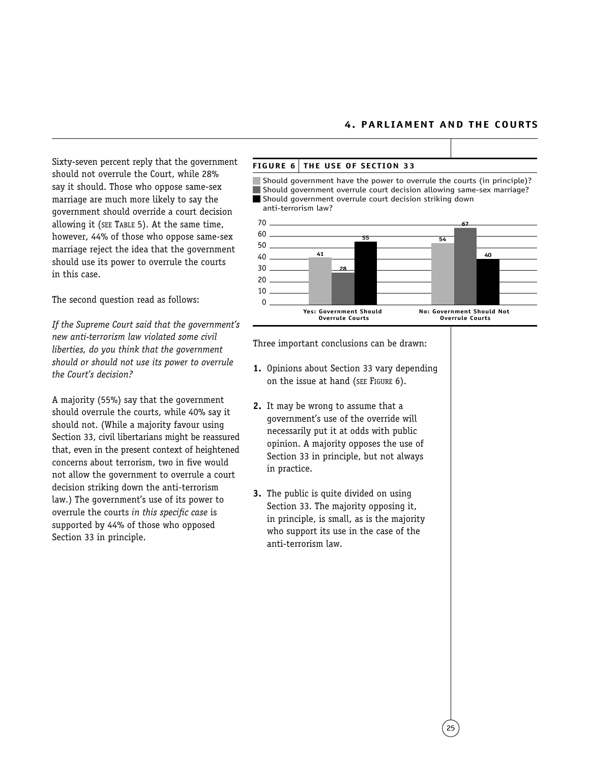Sixty-seven percent reply that the government should not overrule the Court, while 28% say it should. Those who oppose same-sex marriage are much more likely to say the government should override a court decision allowing it (SEE TABLE 5). At the same time, however, 44% of those who oppose same-sex marriage reject the idea that the government should use its power to overrule the courts in this case.

The second question read as follows:

*If the Supreme Court said that the government's new anti-terrorism law violated some civil liberties, do you think that the government should or should not use its power to overrule the Court's decision?*

A majority (55%) say that the government should overrule the courts, while 40% say it should not. (While a majority favour using Section 33, civil libertarians might be reassured that, even in the present context of heightened concerns about terrorism, two in five would not allow the government to overrule a court decision striking down the anti-terrorism law.) The government's use of its power to overrule the courts *in this specific case* is supported by 44% of those who opposed Section 33 in principle.

**FIGURE 6 | THE USE OF SECTION 33**

| | Should government have the power to overrule the courts (in principle)? | Should government overrule court decision allowing same-sex marriage? | Should government overrule court decision striking down anti-terrorism law? |
|---|---|---|---|
| Yes: Government Should Overrule Courts | 41 | 28 | 55 |
| No: Government Should Not Overrule Courts | 54 | 67 | 40 |

Three important conclusions can be drawn:

1. Opinions about Section 33 vary depending on the issue at hand (SEE FIGURE 6).

2. It may be wrong to assume that a government's use of the override will necessarily put it at odds with public opinion. A majority opposes the use of Section 33 in principle, but not always in practice.

3. The public is quite divided on using Section 33. The majority opposing it, in principle, is small, as is the majority who support its use in the case of the anti-terrorism law.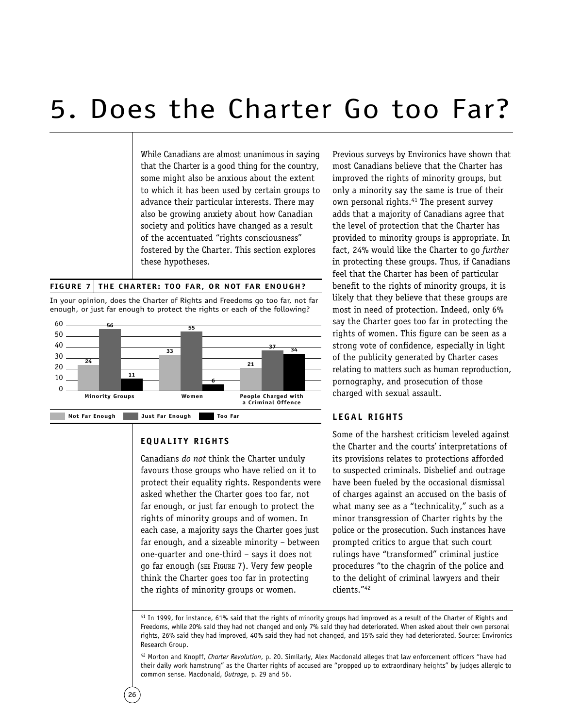# 5. Does the Charter Go too Far?

While Canadians are almost unanimous in saying that the Charter is a good thing for the country, some might also be anxious about the extent to which it has been used by certain groups to advance their particular interests. There may also be growing anxiety about how Canadian society and politics have changed as a result of the accentuated "rights consciousness" fostered by the Charter. This section explores these hypotheses.

**FIGURE 7 | THE CHARTER: TOO FAR, OR NOT FAR ENOUGH?**

In your opinion, does the Charter of Rights and Freedoms go too far, not far enough, or just far enough to protect the rights or each of the following?

| | Not Far Enough | Just Far Enough | Too Far |
|---|---|---|---|
| Minority Groups | 24 | 56 | 11 |
| Women | 33 | 55 | 6 |
| People Charged with a Criminal Offence | 21 | 37 | 34 |

### EQUALITY RIGHTS

Canadians *do not* think the Charter unduly favours those groups who have relied on it to protect their equality rights. Respondents were asked whether the Charter goes too far, not far enough, or just far enough to protect the rights of minority groups and of women. In each case, a majority says the Charter goes just far enough, and a sizeable minority – between one-quarter and one-third – says it does not go far enough (SEE FIGURE 7). Very few people think the Charter goes too far in protecting the rights of minority groups or women.

Previous surveys by Environics have shown that most Canadians believe that the Charter has improved the rights of minority groups, but only a minority say the same is true of their own personal rights.[41] The present survey adds that a majority of Canadians agree that the level of protection that the Charter has provided to minority groups is appropriate. In fact, 24% would like the Charter to go *further* in protecting these groups. Thus, if Canadians feel that the Charter has been of particular benefit to the rights of minority groups, it is likely that they believe that these groups are most in need of protection. Indeed, only 6% say the Charter goes too far in protecting the rights of women. This figure can be seen as a strong vote of confidence, especially in light of the publicity generated by Charter cases relating to matters such as human reproduction, pornography, and prosecution of those charged with sexual assault.

### LEGAL RIGHTS

Some of the harshest criticism leveled against the Charter and the courts' interpretations of its provisions relates to protections afforded to suspected criminals. Disbelief and outrage have been fueled by the occasional dismissal of charges against an accused on the basis of what many see as a "technicality," such as a minor transgression of Charter rights by the police or the prosecution. Such instances have prompted critics to argue that such court rulings have "transformed" criminal justice procedures "to the chagrin of the police and to the delight of criminal lawyers and their clients."[42]

[41] In 1999, for instance, 61% said that the rights of minority groups had improved as a result of the Charter of Rights and Freedoms, while 20% said they had not changed and only 7% said they had deteriorated. When asked about their own personal rights, 26% said they had improved, 40% said they had not changed, and 15% said they had deteriorated. Source: Environics Research Group.

[42] Morton and Knopff, *Charter Revolution*, p. 20. Similarly, Alex Macdonald alleges that law enforcement officers "have had their daily work hamstrung" as the Charter rights of accused are "propped up to extraordinary heights" by judges allergic to common sense. Macdonald, *Outrage*, p. 29 and 56.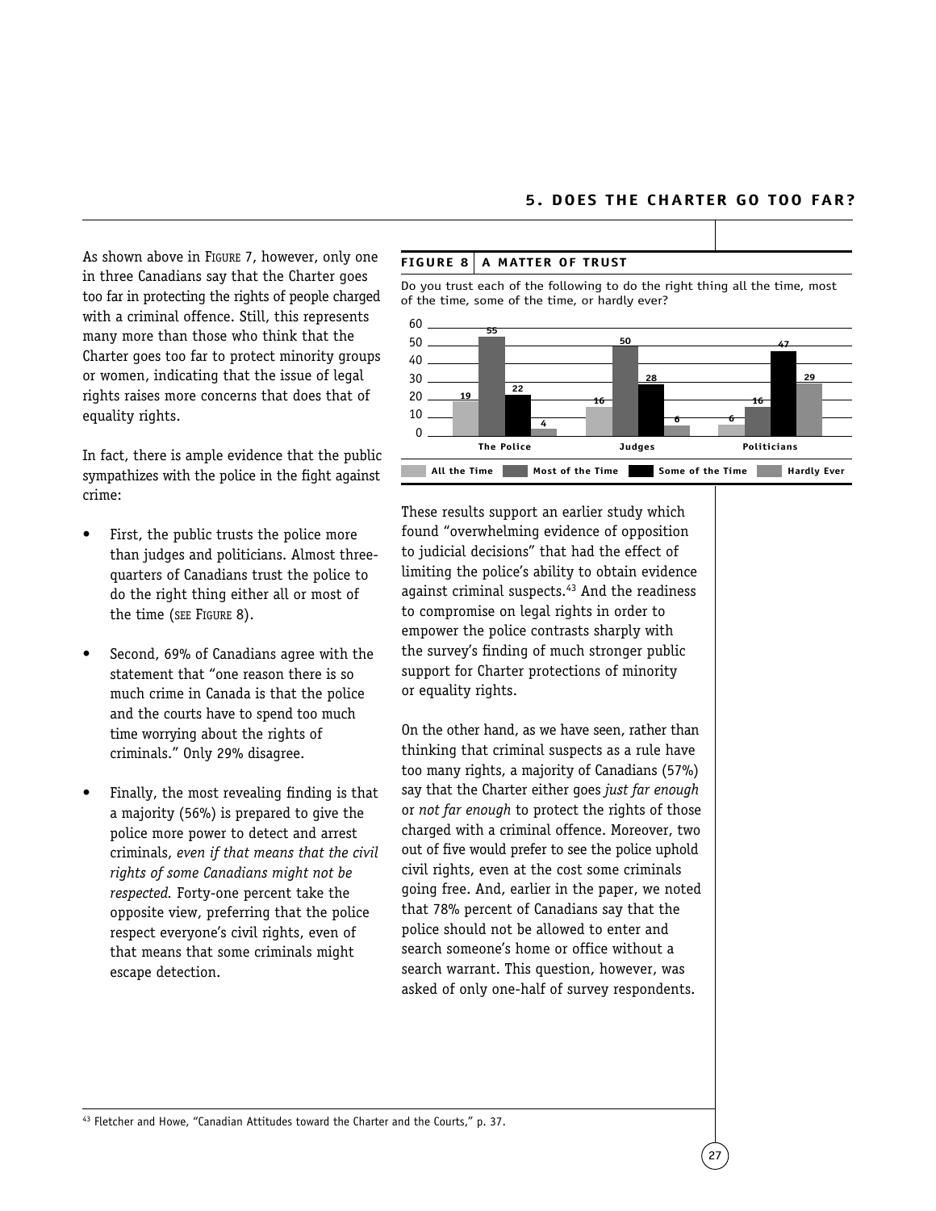As shown above in Figure 7, however, only one in three Canadians say that the Charter goes too far in protecting the rights of people charged with a criminal offence. Still, this represents many more than those who think that the Charter goes too far to protect minority groups or women, indicating that the issue of legal rights raises more concerns that does that of equality rights.

In fact, there is ample evidence that the public sympathizes with the police in the fight against crime:

- First, the public trusts the police more than judges and politicians. Almost three-quarters of Canadians trust the police to do the right thing either all or most of the time (see Figure 8).
- Second, 69% of Canadians agree with the statement that "one reason there is so much crime in Canada is that the police and the courts have to spend too much time worrying about the rights of criminals." Only 29% disagree.
- Finally, the most revealing finding is that a majority (56%) is prepared to give the police more power to detect and arrest criminals, *even if that means that the civil rights of some Canadians might not be respected.* Forty-one percent take the opposite view, preferring that the police respect everyone's civil rights, even of that means that some criminals might escape detection.

**FIGURE 8 | A MATTER OF TRUST**

Do you trust each of the following to do the right thing all the time, most of the time, some of the time, or hardly ever?

| | All the Time | Most of the Time | Some of the Time | Hardly Ever |
|---|---|---|---|---|
| The Police | 19 | 55 | 22 | 4 |
| Judges | 16 | 50 | 28 | 6 |
| Politicians | 6 | 16 | 47 | 29 |

These results support an earlier study which found "overwhelming evidence of opposition to judicial decisions" that had the effect of limiting the police's ability to obtain evidence against criminal suspects.[43] And the readiness to compromise on legal rights in order to empower the police contrasts sharply with the survey's finding of much stronger public support for Charter protections of minority or equality rights.

On the other hand, as we have seen, rather than thinking that criminal suspects as a rule have too many rights, a majority of Canadians (57%) say that the Charter either goes *just far enough* or *not far enough* to protect the rights of those charged with a criminal offence. Moreover, two out of five would prefer to see the police uphold civil rights, even at the cost some criminals going free. And, earlier in the paper, we noted that 78% percent of Canadians say that the police should not be allowed to enter and search someone's home or office without a search warrant. This question, however, was asked of only one-half of survey respondents.

[43] Fletcher and Howe, "Canadian Attitudes toward the Charter and the Courts," p. 37.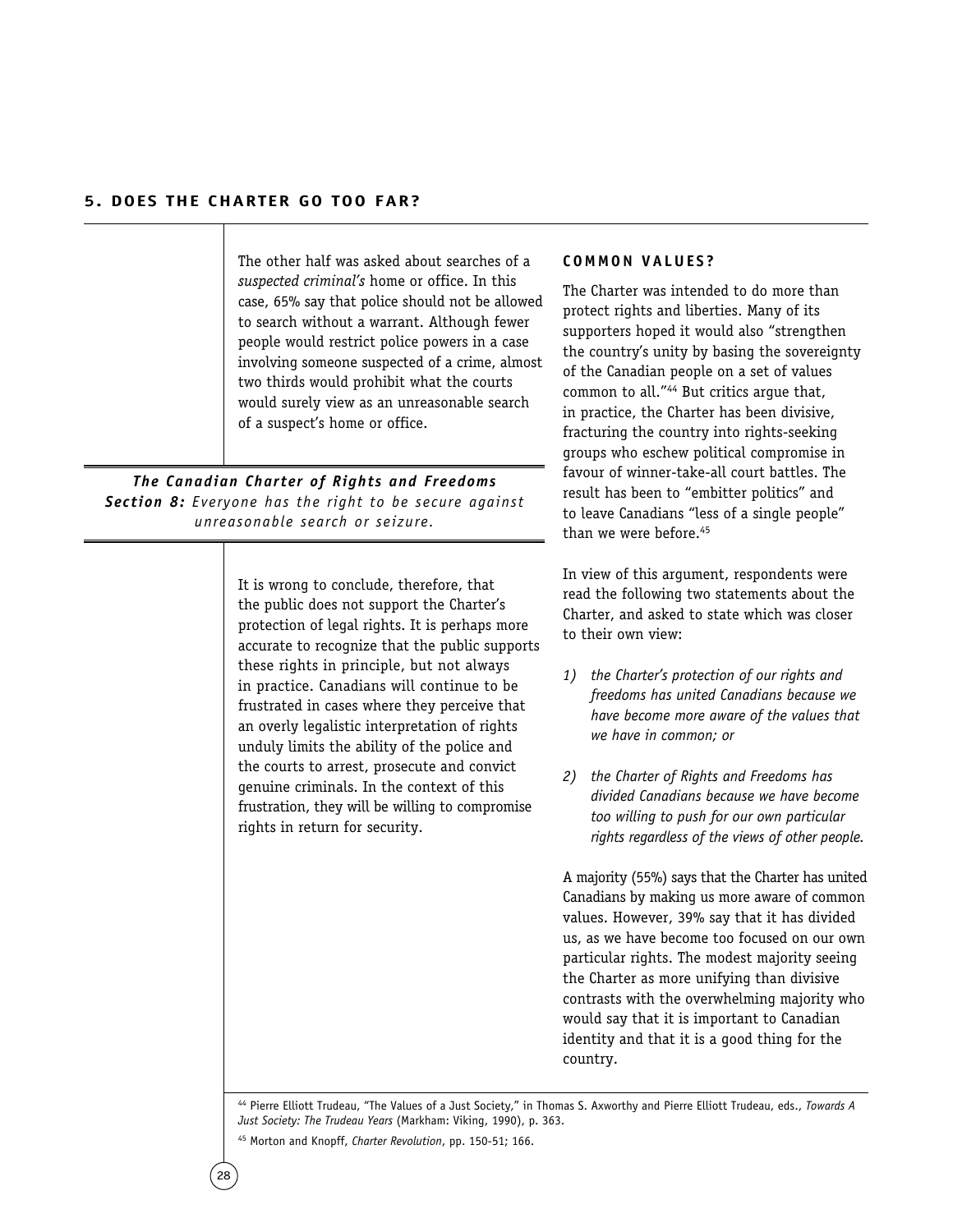The other half was asked about searches of a *suspected criminal's* home or office. In this case, 65% say that police should not be allowed to search without a warrant. Although fewer people would restrict police powers in a case involving someone suspected of a crime, almost two thirds would prohibit what the courts would surely view as an unreasonable search of a suspect's home or office.

> ***The Canadian Charter of Rights and Freedoms***
> ***Section 8:*** *Everyone has the right to be secure against unreasonable search or seizure.*

It is wrong to conclude, therefore, that the public does not support the Charter's protection of legal rights. It is perhaps more accurate to recognize that the public supports these rights in principle, but not always in practice. Canadians will continue to be frustrated in cases where they perceive that an overly legalistic interpretation of rights unduly limits the ability of the police and the courts to arrest, prosecute and convict genuine criminals. In the context of this frustration, they will be willing to compromise rights in return for security.

### COMMON VALUES?

The Charter was intended to do more than protect rights and liberties. Many of its supporters hoped it would also "strengthen the country's unity by basing the sovereignty of the Canadian people on a set of values common to all."[44] But critics argue that, in practice, the Charter has been divisive, fracturing the country into rights-seeking groups who eschew political compromise in favour of winner-take-all court battles. The result has been to "embitter politics" and to leave Canadians "less of a single people" than we were before.[45]

In view of this argument, respondents were read the following two statements about the Charter, and asked to state which was closer to their own view:

1) *the Charter's protection of our rights and freedoms has united Canadians because we have become more aware of the values that we have in common; or*

2) *the Charter of Rights and Freedoms has divided Canadians because we have become too willing to push for our own particular rights regardless of the views of other people.*

A majority (55%) says that the Charter has united Canadians by making us more aware of common values. However, 39% say that it has divided us, as we have become too focused on our own particular rights. The modest majority seeing the Charter as more unifying than divisive contrasts with the overwhelming majority who would say that it is important to Canadian identity and that it is a good thing for the country.

---

[44] Pierre Elliott Trudeau, "The Values of a Just Society," in Thomas S. Axworthy and Pierre Elliott Trudeau, eds., *Towards A Just Society: The Trudeau Years* (Markham: Viking, 1990), p. 363.

[45] Morton and Knopff, *Charter Revolution*, pp. 150-51; 166.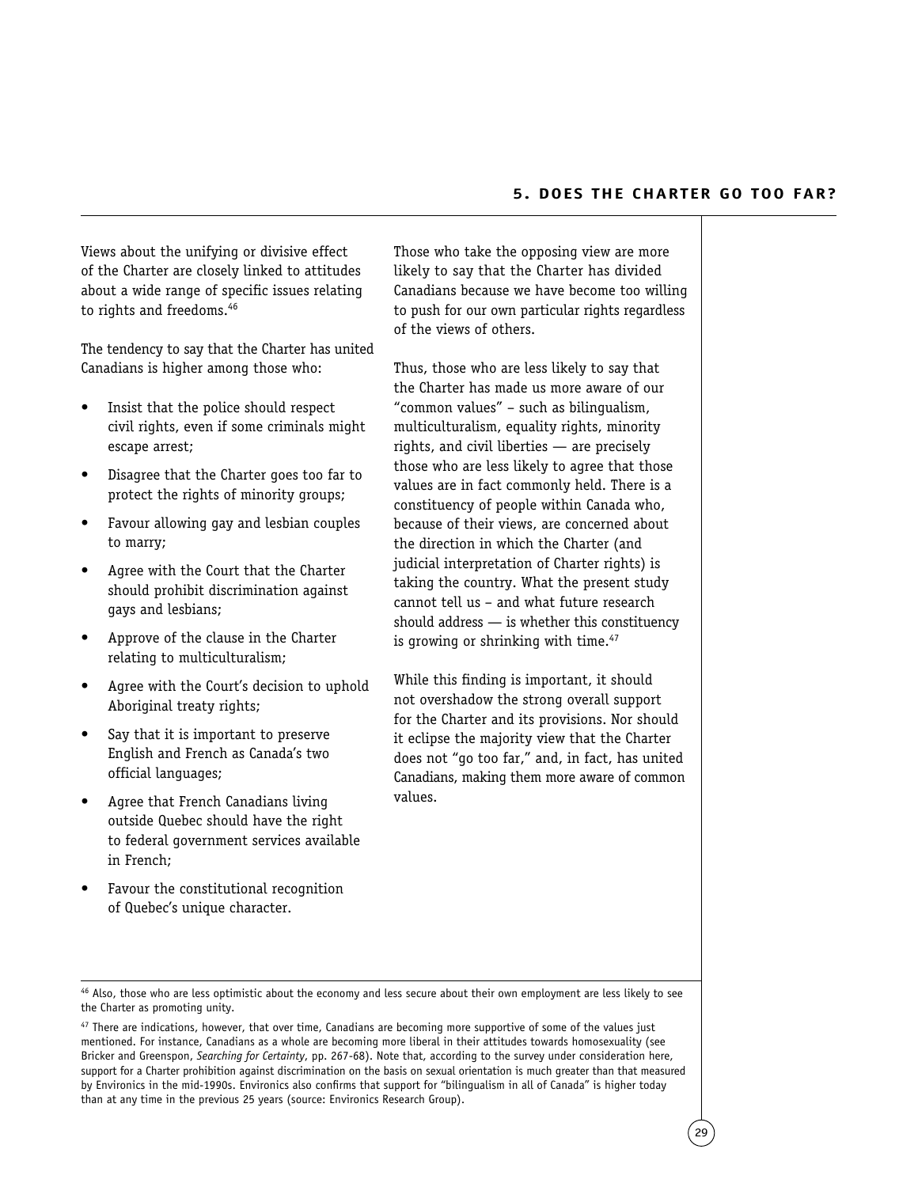Views about the unifying or divisive effect of the Charter are closely linked to attitudes about a wide range of specific issues relating to rights and freedoms.[46]

The tendency to say that the Charter has united Canadians is higher among those who:

- Insist that the police should respect civil rights, even if some criminals might escape arrest;
- Disagree that the Charter goes too far to protect the rights of minority groups;
- Favour allowing gay and lesbian couples to marry;
- Agree with the Court that the Charter should prohibit discrimination against gays and lesbians;
- Approve of the clause in the Charter relating to multiculturalism;
- Agree with the Court's decision to uphold Aboriginal treaty rights;
- Say that it is important to preserve English and French as Canada's two official languages;
- Agree that French Canadians living outside Quebec should have the right to federal government services available in French;
- Favour the constitutional recognition of Quebec's unique character.

Those who take the opposing view are more likely to say that the Charter has divided Canadians because we have become too willing to push for our own particular rights regardless of the views of others.

Thus, those who are less likely to say that the Charter has made us more aware of our "common values" – such as bilingualism, multiculturalism, equality rights, minority rights, and civil liberties — are precisely those who are less likely to agree that those values are in fact commonly held. There is a constituency of people within Canada who, because of their views, are concerned about the direction in which the Charter (and judicial interpretation of Charter rights) is taking the country. What the present study cannot tell us – and what future research should address — is whether this constituency is growing or shrinking with time.[47]

While this finding is important, it should not overshadow the strong overall support for the Charter and its provisions. Nor should it eclipse the majority view that the Charter does not "go too far," and, in fact, has united Canadians, making them more aware of common values.

---

[46] Also, those who are less optimistic about the economy and less secure about their own employment are less likely to see the Charter as promoting unity.

[47] There are indications, however, that over time, Canadians are becoming more supportive of some of the values just mentioned. For instance, Canadians as a whole are becoming more liberal in their attitudes towards homosexuality (see Bricker and Greenspon, *Searching for Certainty*, pp. 267-68). Note that, according to the survey under consideration here, support for a Charter prohibition against discrimination on the basis on sexual orientation is much greater than that measured by Environics in the mid-1990s. Environics also confirms that support for "bilingualism in all of Canada" is higher today than at any time in the previous 25 years (source: Environics Research Group).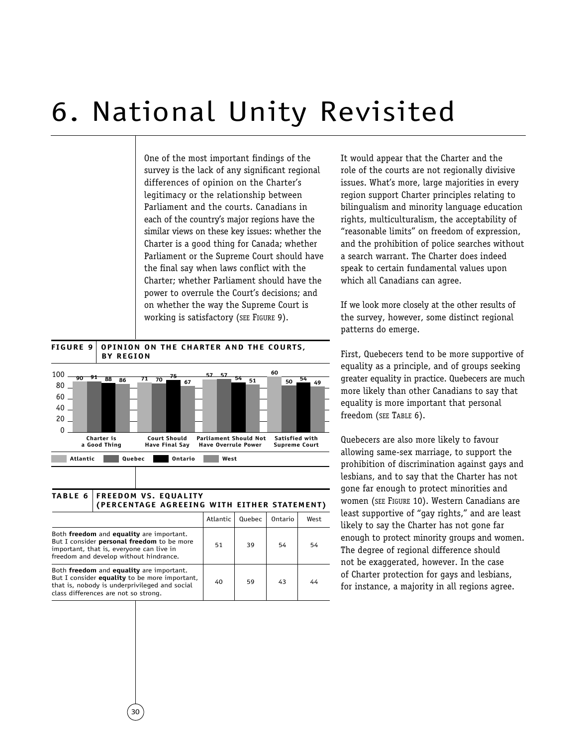# 6. National Unity Revisited

One of the most important findings of the survey is the lack of any significant regional differences of opinion on the Charter's legitimacy or the relationship between Parliament and the courts. Canadians in each of the country's major regions have the similar views on these key issues: whether the Charter is a good thing for Canada; whether Parliament or the Supreme Court should have the final say when laws conflict with the Charter; whether Parliament should have the power to overrule the Court's decisions; and on whether the way the Supreme Court is working is satisfactory (SEE FIGURE 9).

**FIGURE 9 OPINION ON THE CHARTER AND THE COURTS, BY REGION**

| | Atlantic | Quebec | Ontario | West |
|---|---|---|---|---|
| Charter is a Good Thing | 90 | 91 | 88 | 86 |
| Court Should Have Final Say | 71 | 70 | 75 | 67 |
| Parliament Should Not Have Overrule Power | 57 | 57 | 54 | 51 |
| Satisfied with Supreme Court | 60 | 50 | 54 | 49 |

**TABLE 6 FREEDOM VS. EQUALITY (PERCENTAGE AGREEING WITH EITHER STATEMENT)**

| | Atlantic | Quebec | Ontario | West |
|---|---|---|---|---|
| Both **freedom** and **equality** are important. But I consider **personal freedom** to be more important, that is, everyone can live in freedom and develop without hindrance. | 51 | 39 | 54 | 54 |
| Both **freedom** and **equality** are important. But I consider **equality** to be more important, that is, nobody is underprivileged and social class differences are not so strong. | 40 | 59 | 43 | 44 |

It would appear that the Charter and the role of the courts are not regionally divisive issues. What's more, large majorities in every region support Charter principles relating to bilingualism and minority language education rights, multiculturalism, the acceptability of "reasonable limits" on freedom of expression, and the prohibition of police searches without a search warrant. The Charter does indeed speak to certain fundamental values upon which all Canadians can agree.

If we look more closely at the other results of the survey, however, some distinct regional patterns do emerge.

First, Quebecers tend to be more supportive of equality as a principle, and of groups seeking greater equality in practice. Quebecers are much more likely than other Canadians to say that equality is more important that personal freedom (SEE TABLE 6).

Quebecers are also more likely to favour allowing same-sex marriage, to support the prohibition of discrimination against gays and lesbians, and to say that the Charter has not gone far enough to protect minorities and women (SEE FIGURE 10). Western Canadians are least supportive of "gay rights," and are least likely to say the Charter has not gone far enough to protect minority groups and women. The degree of regional difference should not be exaggerated, however. In the case of Charter protection for gays and lesbians, for instance, a majority in all regions agree.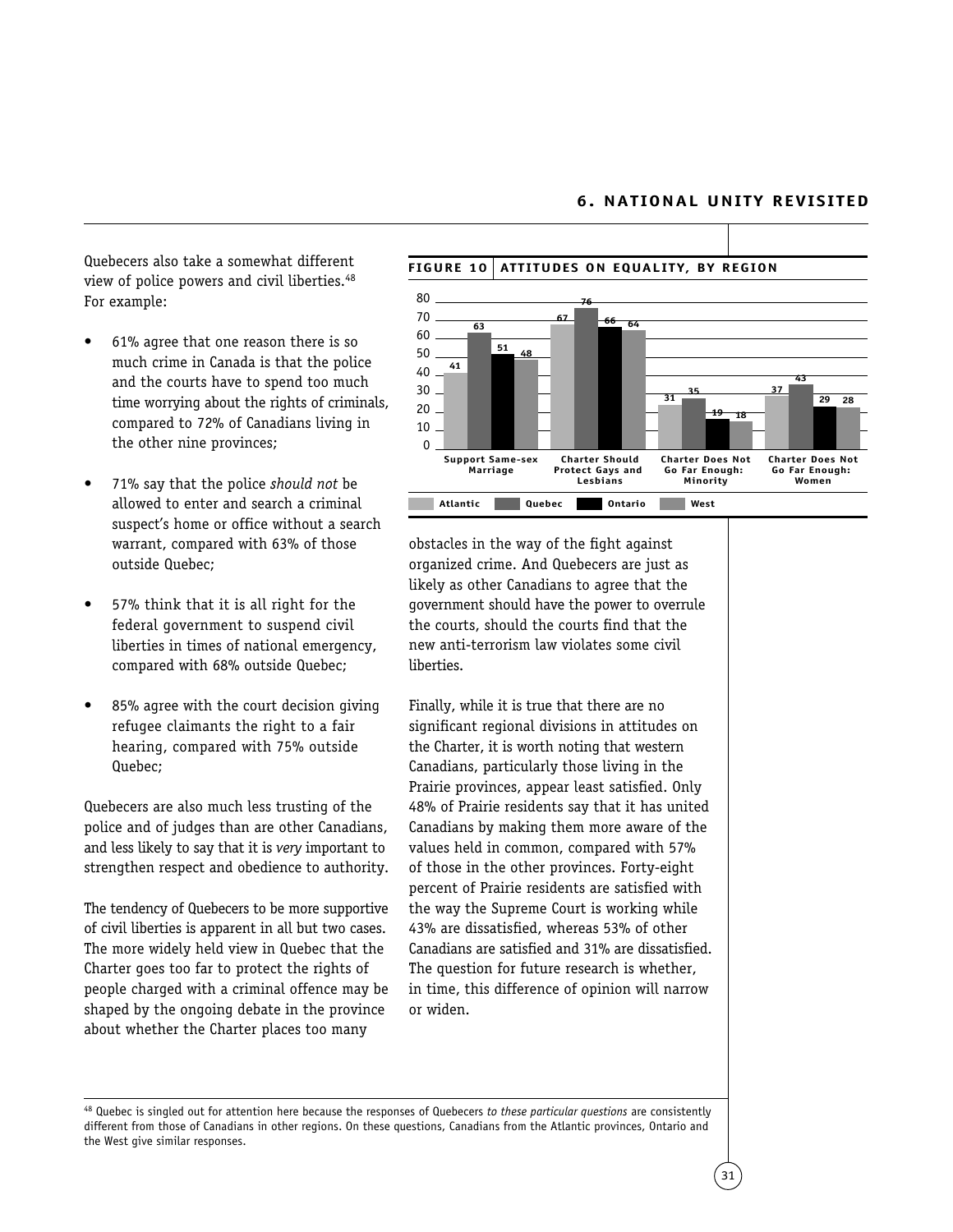Quebecers also take a somewhat different view of police powers and civil liberties.[48] For example:

- 61% agree that one reason there is so much crime in Canada is that the police and the courts have to spend too much time worrying about the rights of criminals, compared to 72% of Canadians living in the other nine provinces;
- 71% say that the police *should not* be allowed to enter and search a criminal suspect's home or office without a search warrant, compared with 63% of those outside Quebec;
- 57% think that it is all right for the federal government to suspend civil liberties in times of national emergency, compared with 68% outside Quebec;
- 85% agree with the court decision giving refugee claimants the right to a fair hearing, compared with 75% outside Quebec;

Quebecers are also much less trusting of the police and of judges than are other Canadians, and less likely to say that it is *very* important to strengthen respect and obedience to authority.

The tendency of Quebecers to be more supportive of civil liberties is apparent in all but two cases. The more widely held view in Quebec that the Charter goes too far to protect the rights of people charged with a criminal offence may be shaped by the ongoing debate in the province about whether the Charter places too many obstacles in the way of the fight against organized crime. And Quebecers are just as likely as other Canadians to agree that the government should have the power to overrule the courts, should the courts find that the new anti-terrorism law violates some civil liberties.

**FIGURE 10 | ATTITUDES ON EQUALITY, BY REGION**

| | Atlantic | Quebec | Ontario | West |
|---|---|---|---|---|
| Support Same-sex Marriage | 41 | 63 | 51 | 48 |
| Charter Should Protect Gays and Lesbians | 67 | 76 | 66 | 64 |
| Charter Does Not Go Far Enough: Minority | 31 | 35 | 19 | 18 |
| Charter Does Not Go Far Enough: Women | 37 | 43 | 29 | 28 |

Finally, while it is true that there are no significant regional divisions in attitudes on the Charter, it is worth noting that western Canadians, particularly those living in the Prairie provinces, appear least satisfied. Only 48% of Prairie residents say that it has united Canadians by making them more aware of the values held in common, compared with 57% of those in the other provinces. Forty-eight percent of Prairie residents are satisfied with the way the Supreme Court is working while 43% are dissatisfied, whereas 53% of other Canadians are satisfied and 31% are dissatisfied. The question for future research is whether, in time, this difference of opinion will narrow or widen.

[48] Quebec is singled out for attention here because the responses of Quebecers *to these particular questions* are consistently different from those of Canadians in other regions. On these questions, Canadians from the Atlantic provinces, Ontario and the West give similar responses.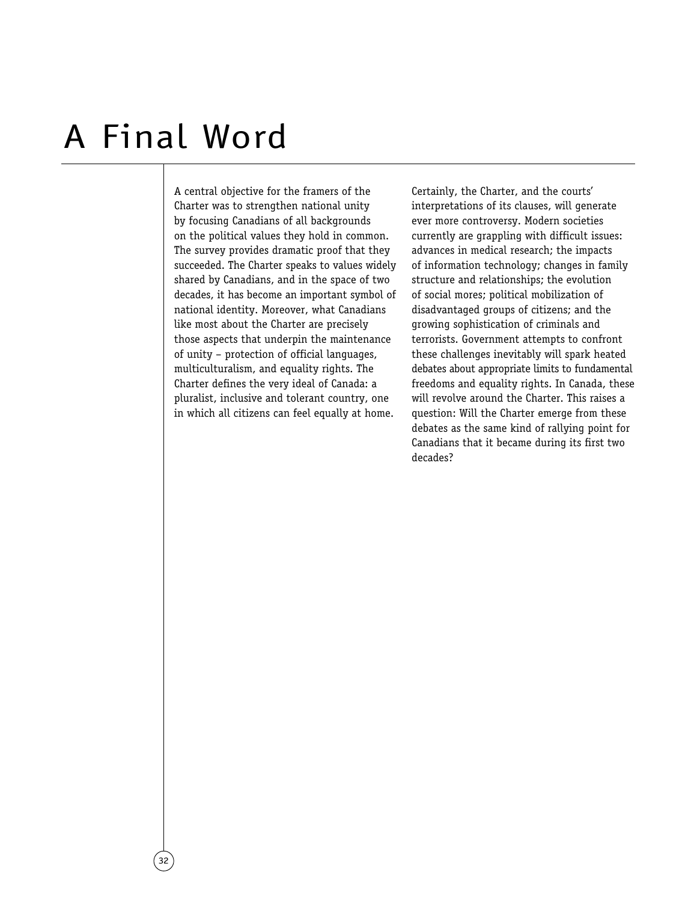# A Final Word

A central objective for the framers of the Charter was to strengthen national unity by focusing Canadians of all backgrounds on the political values they hold in common. The survey provides dramatic proof that they succeeded. The Charter speaks to values widely shared by Canadians, and in the space of two decades, it has become an important symbol of national identity. Moreover, what Canadians like most about the Charter are precisely those aspects that underpin the maintenance of unity – protection of official languages, multiculturalism, and equality rights. The Charter defines the very ideal of Canada: a pluralist, inclusive and tolerant country, one in which all citizens can feel equally at home.

Certainly, the Charter, and the courts' interpretations of its clauses, will generate ever more controversy. Modern societies currently are grappling with difficult issues: advances in medical research; the impacts of information technology; changes in family structure and relationships; the evolution of social mores; political mobilization of disadvantaged groups of citizens; and the growing sophistication of criminals and terrorists. Government attempts to confront these challenges inevitably will spark heated debates about appropriate limits to fundamental freedoms and equality rights. In Canada, these will revolve around the Charter. This raises a question: Will the Charter emerge from these debates as the same kind of rallying point for Canadians that it became during its first two decades?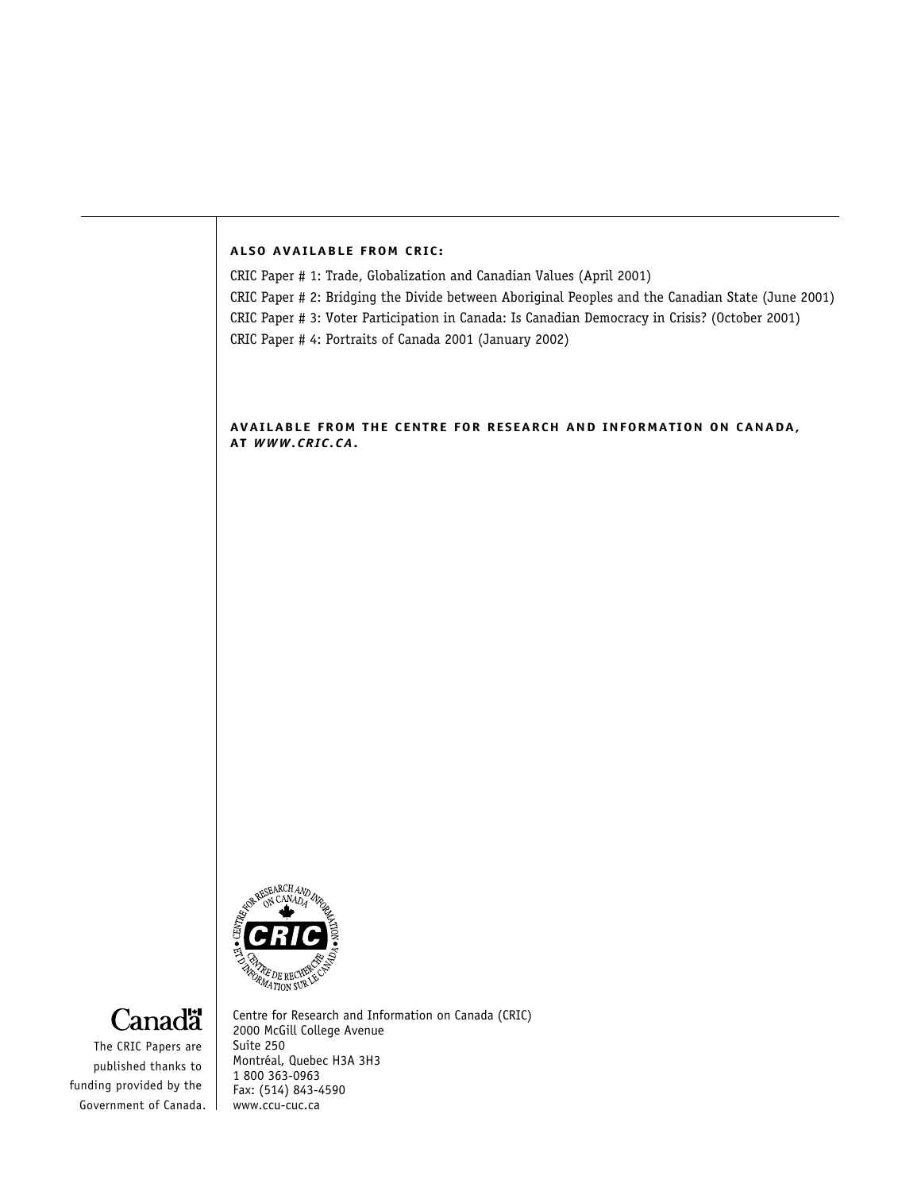**ALSO AVAILABLE FROM CRIC:**

CRIC Paper # 1: Trade, Globalization and Canadian Values (April 2001)

CRIC Paper # 2: Bridging the Divide between Aboriginal Peoples and the Canadian State (June 2001)

CRIC Paper # 3: Voter Participation in Canada: Is Canadian Democracy in Crisis? (October 2001)

CRIC Paper # 4: Portraits of Canada 2001 (January 2002)

**AVAILABLE FROM THE CENTRE FOR RESEARCH AND INFORMATION ON CANADA, AT *WWW.CRIC.CA*.**

Canada

The CRIC Papers are published thanks to funding provided by the Government of Canada.

Centre for Research and Information on Canada (CRIC)
2000 McGill College Avenue
Suite 250
Montréal, Quebec H3A 3H3
1 800 363-0963
Fax: (514) 843-4590
www.ccu-cuc.ca